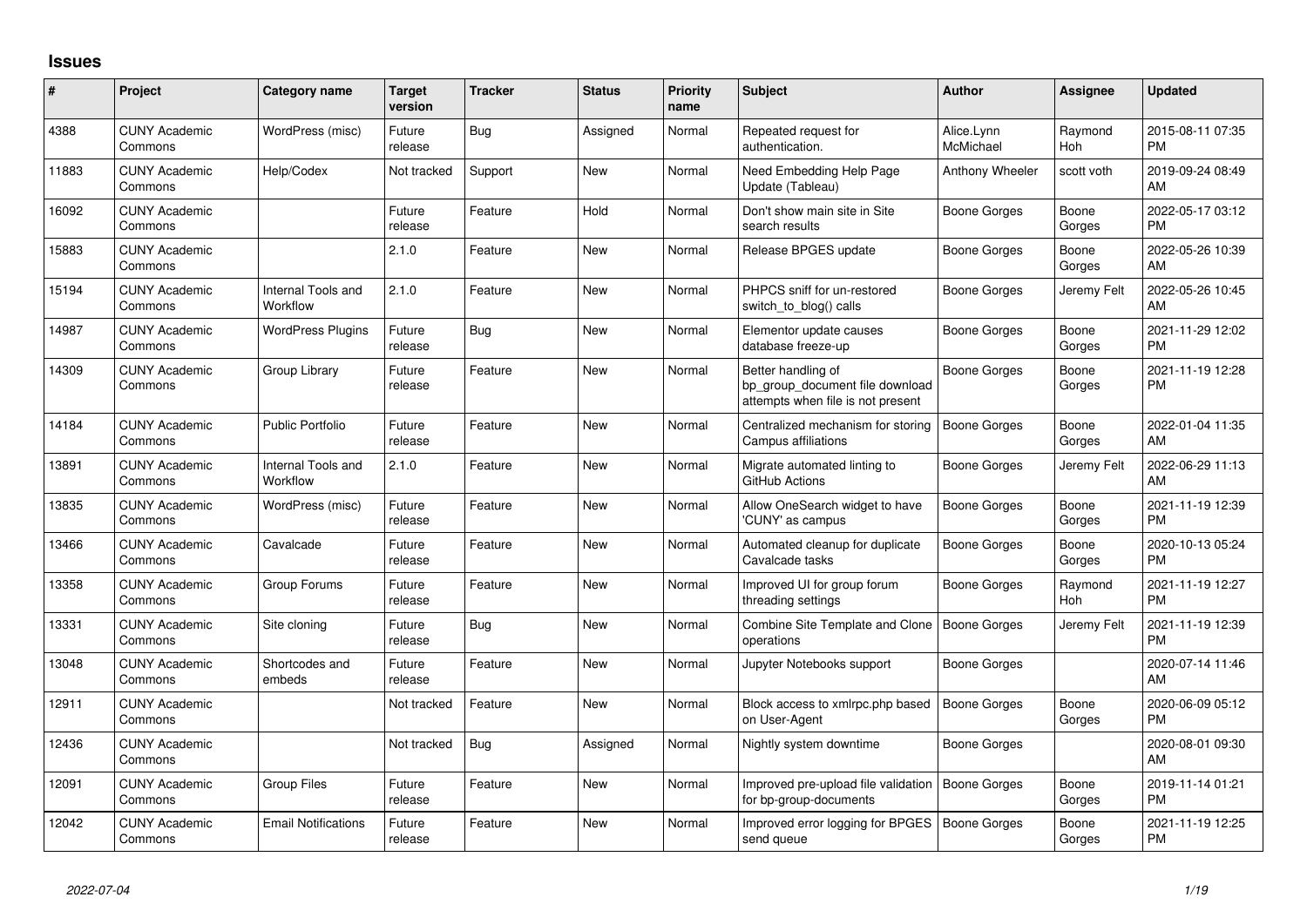## Issues

| # | Project | Category name | Target version | Tracker | Status | Priority name | Subject | Author | Assignee | Updated |
|---|---|---|---|---|---|---|---|---|---|---|
| 4388 | CUNY Academic Commons | WordPress (misc) | Future release | Bug | Assigned | Normal | Repeated request for authentication. | Alice.Lynn McMichael | Raymond Hoh | 2015-08-11 07:35 PM |
| 11883 | CUNY Academic Commons | Help/Codex | Not tracked | Support | New | Normal | Need Embedding Help Page Update (Tableau) | Anthony Wheeler | scott voth | 2019-09-24 08:49 AM |
| 16092 | CUNY Academic Commons | | Future release | Feature | Hold | Normal | Don't show main site in Site search results | Boone Gorges | Boone Gorges | 2022-05-17 03:12 PM |
| 15883 | CUNY Academic Commons | | 2.1.0 | Feature | New | Normal | Release BPGES update | Boone Gorges | Boone Gorges | 2022-05-26 10:39 AM |
| 15194 | CUNY Academic Commons | Internal Tools and Workflow | 2.1.0 | Feature | New | Normal | PHPCS sniff for un-restored switch_to_blog() calls | Boone Gorges | Jeremy Felt | 2022-05-26 10:45 AM |
| 14987 | CUNY Academic Commons | WordPress Plugins | Future release | Bug | New | Normal | Elementor update causes database freeze-up | Boone Gorges | Boone Gorges | 2021-11-29 12:02 PM |
| 14309 | CUNY Academic Commons | Group Library | Future release | Feature | New | Normal | Better handling of bp_group_document file download attempts when file is not present | Boone Gorges | Boone Gorges | 2021-11-19 12:28 PM |
| 14184 | CUNY Academic Commons | Public Portfolio | Future release | Feature | New | Normal | Centralized mechanism for storing Campus affiliations | Boone Gorges | Boone Gorges | 2022-01-04 11:35 AM |
| 13891 | CUNY Academic Commons | Internal Tools and Workflow | 2.1.0 | Feature | New | Normal | Migrate automated linting to GitHub Actions | Boone Gorges | Jeremy Felt | 2022-06-29 11:13 AM |
| 13835 | CUNY Academic Commons | WordPress (misc) | Future release | Feature | New | Normal | Allow OneSearch widget to have 'CUNY' as campus | Boone Gorges | Boone Gorges | 2021-11-19 12:39 PM |
| 13466 | CUNY Academic Commons | Cavalcade | Future release | Feature | New | Normal | Automated cleanup for duplicate Cavalcade tasks | Boone Gorges | Boone Gorges | 2020-10-13 05:24 PM |
| 13358 | CUNY Academic Commons | Group Forums | Future release | Feature | New | Normal | Improved UI for group forum threading settings | Boone Gorges | Raymond Hoh | 2021-11-19 12:27 PM |
| 13331 | CUNY Academic Commons | Site cloning | Future release | Bug | New | Normal | Combine Site Template and Clone operations | Boone Gorges | Jeremy Felt | 2021-11-19 12:39 PM |
| 13048 | CUNY Academic Commons | Shortcodes and embeds | Future release | Feature | New | Normal | Jupyter Notebooks support | Boone Gorges | | 2020-07-14 11:46 AM |
| 12911 | CUNY Academic Commons | | Not tracked | Feature | New | Normal | Block access to xmlrpc.php based on User-Agent | Boone Gorges | Boone Gorges | 2020-06-09 05:12 PM |
| 12436 | CUNY Academic Commons | | Not tracked | Bug | Assigned | Normal | Nightly system downtime | Boone Gorges | | 2020-08-01 09:30 AM |
| 12091 | CUNY Academic Commons | Group Files | Future release | Feature | New | Normal | Improved pre-upload file validation for bp-group-documents | Boone Gorges | Boone Gorges | 2019-11-14 01:21 PM |
| 12042 | CUNY Academic Commons | Email Notifications | Future release | Feature | New | Normal | Improved error logging for BPGES send queue | Boone Gorges | Boone Gorges | 2021-11-19 12:25 PM |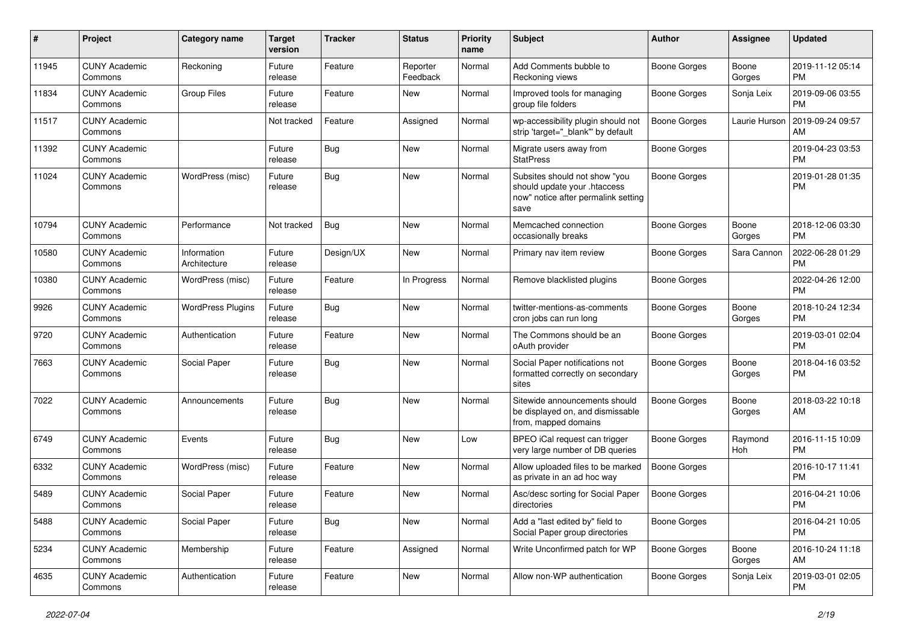| # | Project | Category name | Target version | Tracker | Status | Priority name | Subject | Author | Assignee | Updated |
|---|---|---|---|---|---|---|---|---|---|---|
| 11945 | CUNY Academic Commons | Reckoning | Future release | Feature | Reporter Feedback | Normal | Add Comments bubble to Reckoning views | Boone Gorges | Boone Gorges | 2019-11-12 05:14 PM |
| 11834 | CUNY Academic Commons | Group Files | Future release | Feature | New | Normal | Improved tools for managing group file folders | Boone Gorges | Sonja Leix | 2019-09-06 03:55 PM |
| 11517 | CUNY Academic Commons | | Not tracked | Feature | Assigned | Normal | wp-accessibility plugin should not strip 'target="_blank"' by default | Boone Gorges | Laurie Hurson | 2019-09-24 09:57 AM |
| 11392 | CUNY Academic Commons | | Future release | Bug | New | Normal | Migrate users away from StatPress | Boone Gorges | | 2019-04-23 03:53 PM |
| 11024 | CUNY Academic Commons | WordPress (misc) | Future release | Bug | New | Normal | Subsites should not show "you should update your .htaccess now" notice after permalink setting save | Boone Gorges | | 2019-01-28 01:35 PM |
| 10794 | CUNY Academic Commons | Performance | Not tracked | Bug | New | Normal | Memcached connection occasionally breaks | Boone Gorges | Boone Gorges | 2018-12-06 03:30 PM |
| 10580 | CUNY Academic Commons | Information Architecture | Future release | Design/UX | New | Normal | Primary nav item review | Boone Gorges | Sara Cannon | 2022-06-28 01:29 PM |
| 10380 | CUNY Academic Commons | WordPress (misc) | Future release | Feature | In Progress | Normal | Remove blacklisted plugins | Boone Gorges | | 2022-04-26 12:00 PM |
| 9926 | CUNY Academic Commons | WordPress Plugins | Future release | Bug | New | Normal | twitter-mentions-as-comments cron jobs can run long | Boone Gorges | Boone Gorges | 2018-10-24 12:34 PM |
| 9720 | CUNY Academic Commons | Authentication | Future release | Feature | New | Normal | The Commons should be an oAuth provider | Boone Gorges | | 2019-03-01 02:04 PM |
| 7663 | CUNY Academic Commons | Social Paper | Future release | Bug | New | Normal | Social Paper notifications not formatted correctly on secondary sites | Boone Gorges | Boone Gorges | 2018-04-16 03:52 PM |
| 7022 | CUNY Academic Commons | Announcements | Future release | Bug | New | Normal | Sitewide announcements should be displayed on, and dismissable from, mapped domains | Boone Gorges | Boone Gorges | 2018-03-22 10:18 AM |
| 6749 | CUNY Academic Commons | Events | Future release | Bug | New | Low | BPEO iCal request can trigger very large number of DB queries | Boone Gorges | Raymond Hoh | 2016-11-15 10:09 PM |
| 6332 | CUNY Academic Commons | WordPress (misc) | Future release | Feature | New | Normal | Allow uploaded files to be marked as private in an ad hoc way | Boone Gorges | | 2016-10-17 11:41 PM |
| 5489 | CUNY Academic Commons | Social Paper | Future release | Feature | New | Normal | Asc/desc sorting for Social Paper directories | Boone Gorges | | 2016-04-21 10:06 PM |
| 5488 | CUNY Academic Commons | Social Paper | Future release | Bug | New | Normal | Add a "last edited by" field to Social Paper group directories | Boone Gorges | | 2016-04-21 10:05 PM |
| 5234 | CUNY Academic Commons | Membership | Future release | Feature | Assigned | Normal | Write Unconfirmed patch for WP | Boone Gorges | Boone Gorges | 2016-10-24 11:18 AM |
| 4635 | CUNY Academic Commons | Authentication | Future release | Feature | New | Normal | Allow non-WP authentication | Boone Gorges | Sonja Leix | 2019-03-01 02:05 PM |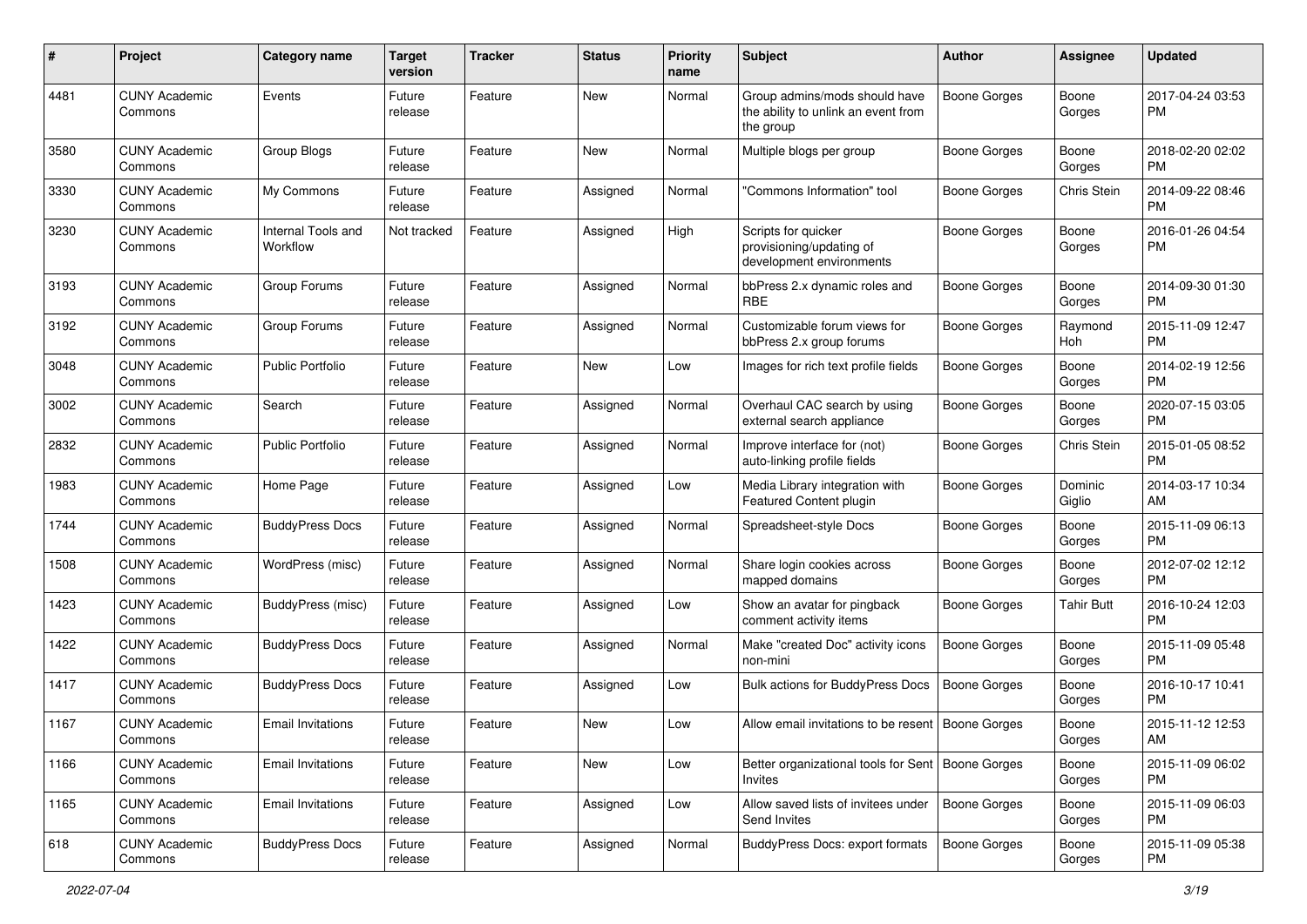| # | Project | Category name | Target version | Tracker | Status | Priority name | Subject | Author | Assignee | Updated |
|---|---|---|---|---|---|---|---|---|---|---|
| 4481 | CUNY Academic Commons | Events | Future release | Feature | New | Normal | Group admins/mods should have the ability to unlink an event from the group | Boone Gorges | Boone Gorges | 2017-04-24 03:53 PM |
| 3580 | CUNY Academic Commons | Group Blogs | Future release | Feature | New | Normal | Multiple blogs per group | Boone Gorges | Boone Gorges | 2018-02-20 02:02 PM |
| 3330 | CUNY Academic Commons | My Commons | Future release | Feature | Assigned | Normal | "Commons Information" tool | Boone Gorges | Chris Stein | 2014-09-22 08:46 PM |
| 3230 | CUNY Academic Commons | Internal Tools and Workflow | Not tracked | Feature | Assigned | High | Scripts for quicker provisioning/updating of development environments | Boone Gorges | Boone Gorges | 2016-01-26 04:54 PM |
| 3193 | CUNY Academic Commons | Group Forums | Future release | Feature | Assigned | Normal | bbPress 2.x dynamic roles and RBE | Boone Gorges | Boone Gorges | 2014-09-30 01:30 PM |
| 3192 | CUNY Academic Commons | Group Forums | Future release | Feature | Assigned | Normal | Customizable forum views for bbPress 2.x group forums | Boone Gorges | Raymond Hoh | 2015-11-09 12:47 PM |
| 3048 | CUNY Academic Commons | Public Portfolio | Future release | Feature | New | Low | Images for rich text profile fields | Boone Gorges | Boone Gorges | 2014-02-19 12:56 PM |
| 3002 | CUNY Academic Commons | Search | Future release | Feature | Assigned | Normal | Overhaul CAC search by using external search appliance | Boone Gorges | Boone Gorges | 2020-07-15 03:05 PM |
| 2832 | CUNY Academic Commons | Public Portfolio | Future release | Feature | Assigned | Normal | Improve interface for (not) auto-linking profile fields | Boone Gorges | Chris Stein | 2015-01-05 08:52 PM |
| 1983 | CUNY Academic Commons | Home Page | Future release | Feature | Assigned | Low | Media Library integration with Featured Content plugin | Boone Gorges | Dominic Giglio | 2014-03-17 10:34 AM |
| 1744 | CUNY Academic Commons | BuddyPress Docs | Future release | Feature | Assigned | Normal | Spreadsheet-style Docs | Boone Gorges | Boone Gorges | 2015-11-09 06:13 PM |
| 1508 | CUNY Academic Commons | WordPress (misc) | Future release | Feature | Assigned | Normal | Share login cookies across mapped domains | Boone Gorges | Boone Gorges | 2012-07-02 12:12 PM |
| 1423 | CUNY Academic Commons | BuddyPress (misc) | Future release | Feature | Assigned | Low | Show an avatar for pingback comment activity items | Boone Gorges | Tahir Butt | 2016-10-24 12:03 PM |
| 1422 | CUNY Academic Commons | BuddyPress Docs | Future release | Feature | Assigned | Normal | Make "created Doc" activity icons non-mini | Boone Gorges | Boone Gorges | 2015-11-09 05:48 PM |
| 1417 | CUNY Academic Commons | BuddyPress Docs | Future release | Feature | Assigned | Low | Bulk actions for BuddyPress Docs | Boone Gorges | Boone Gorges | 2016-10-17 10:41 PM |
| 1167 | CUNY Academic Commons | Email Invitations | Future release | Feature | New | Low | Allow email invitations to be resent | Boone Gorges | Boone Gorges | 2015-11-12 12:53 AM |
| 1166 | CUNY Academic Commons | Email Invitations | Future release | Feature | New | Low | Better organizational tools for Sent Invites | Boone Gorges | Boone Gorges | 2015-11-09 06:02 PM |
| 1165 | CUNY Academic Commons | Email Invitations | Future release | Feature | Assigned | Low | Allow saved lists of invitees under Send Invites | Boone Gorges | Boone Gorges | 2015-11-09 06:03 PM |
| 618 | CUNY Academic Commons | BuddyPress Docs | Future release | Feature | Assigned | Normal | BuddyPress Docs: export formats | Boone Gorges | Boone Gorges | 2015-11-09 05:38 PM |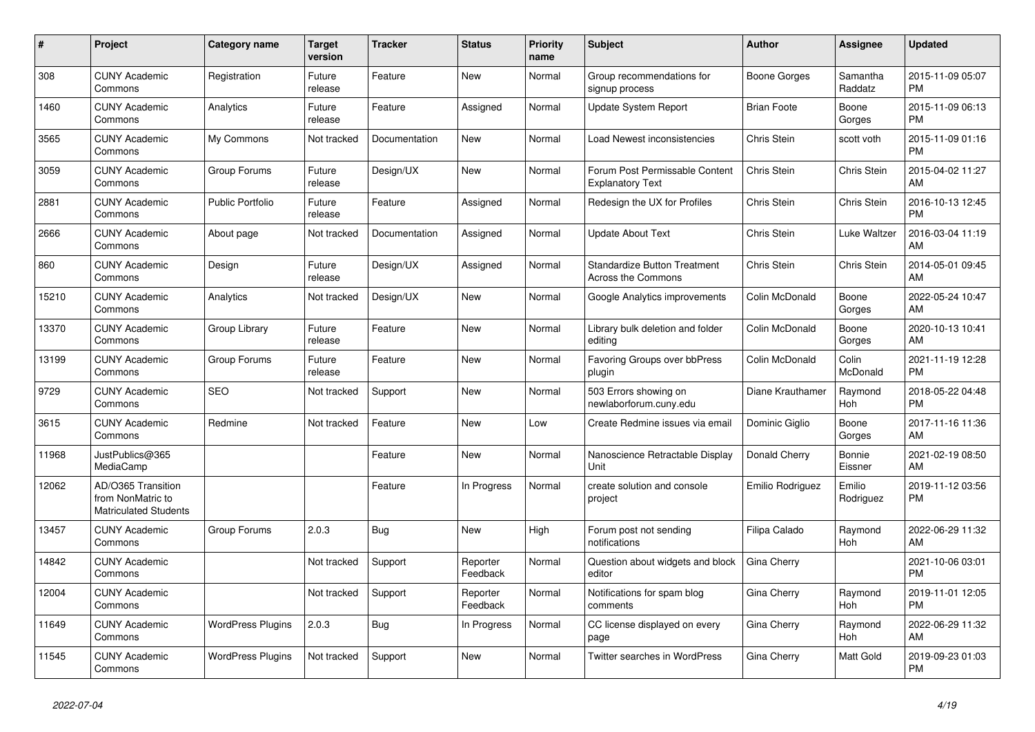| # | Project | Category name | Target version | Tracker | Status | Priority name | Subject | Author | Assignee | Updated |
|---|---|---|---|---|---|---|---|---|---|---|
| 308 | CUNY Academic Commons | Registration | Future release | Feature | New | Normal | Group recommendations for signup process | Boone Gorges | Samantha Raddatz | 2015-11-09 05:07 PM |
| 1460 | CUNY Academic Commons | Analytics | Future release | Feature | Assigned | Normal | Update System Report | Brian Foote | Boone Gorges | 2015-11-09 06:13 PM |
| 3565 | CUNY Academic Commons | My Commons | Not tracked | Documentation | New | Normal | Load Newest inconsistencies | Chris Stein | scott voth | 2015-11-09 01:16 PM |
| 3059 | CUNY Academic Commons | Group Forums | Future release | Design/UX | New | Normal | Forum Post Permissable Content Explanatory Text | Chris Stein | Chris Stein | 2015-04-02 11:27 AM |
| 2881 | CUNY Academic Commons | Public Portfolio | Future release | Feature | Assigned | Normal | Redesign the UX for Profiles | Chris Stein | Chris Stein | 2016-10-13 12:45 PM |
| 2666 | CUNY Academic Commons | About page | Not tracked | Documentation | Assigned | Normal | Update About Text | Chris Stein | Luke Waltzer | 2016-03-04 11:19 AM |
| 860 | CUNY Academic Commons | Design | Future release | Design/UX | Assigned | Normal | Standardize Button Treatment Across the Commons | Chris Stein | Chris Stein | 2014-05-01 09:45 AM |
| 15210 | CUNY Academic Commons | Analytics | Not tracked | Design/UX | New | Normal | Google Analytics improvements | Colin McDonald | Boone Gorges | 2022-05-24 10:47 AM |
| 13370 | CUNY Academic Commons | Group Library | Future release | Feature | New | Normal | Library bulk deletion and folder editing | Colin McDonald | Boone Gorges | 2020-10-13 10:41 AM |
| 13199 | CUNY Academic Commons | Group Forums | Future release | Feature | New | Normal | Favoring Groups over bbPress plugin | Colin McDonald | Colin McDonald | 2021-11-19 12:28 PM |
| 9729 | CUNY Academic Commons | SEO | Not tracked | Support | New | Normal | 503 Errors showing on newlaborforum.cuny.edu | Diane Krauthamer | Raymond Hoh | 2018-05-22 04:48 PM |
| 3615 | CUNY Academic Commons | Redmine | Not tracked | Feature | New | Low | Create Redmine issues via email | Dominic Giglio | Boone Gorges | 2017-11-16 11:36 AM |
| 11968 | JustPublics@365 MediaCamp | | | Feature | New | Normal | Nanoscience Retractable Display Unit | Donald Cherry | Bonnie Eissner | 2021-02-19 08:50 AM |
| 12062 | AD/O365 Transition from NonMatric to Matriculated Students | | | Feature | In Progress | Normal | create solution and console project | Emilio Rodriguez | Emilio Rodriguez | 2019-11-12 03:56 PM |
| 13457 | CUNY Academic Commons | Group Forums | 2.0.3 | Bug | New | High | Forum post not sending notifications | Filipa Calado | Raymond Hoh | 2022-06-29 11:32 AM |
| 14842 | CUNY Academic Commons | | Not tracked | Support | Reporter Feedback | Normal | Question about widgets and block editor | Gina Cherry | | 2021-10-06 03:01 PM |
| 12004 | CUNY Academic Commons | | Not tracked | Support | Reporter Feedback | Normal | Notifications for spam blog comments | Gina Cherry | Raymond Hoh | 2019-11-01 12:05 PM |
| 11649 | CUNY Academic Commons | WordPress Plugins | 2.0.3 | Bug | In Progress | Normal | CC license displayed on every page | Gina Cherry | Raymond Hoh | 2022-06-29 11:32 AM |
| 11545 | CUNY Academic Commons | WordPress Plugins | Not tracked | Support | New | Normal | Twitter searches in WordPress | Gina Cherry | Matt Gold | 2019-09-23 01:03 PM |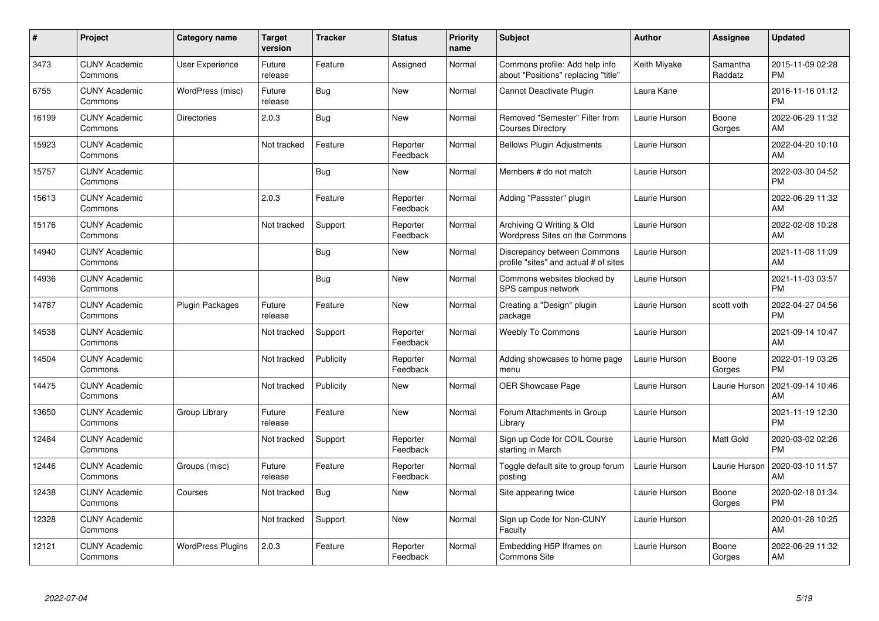| # | Project | Category name | Target version | Tracker | Status | Priority name | Subject | Author | Assignee | Updated |
|---|---|---|---|---|---|---|---|---|---|---|
| 3473 | CUNY Academic Commons | User Experience | Future release | Feature | Assigned | Normal | Commons profile: Add help info about "Positions" replacing "title" | Keith Miyake | Samantha Raddatz | 2015-11-09 02:28 PM |
| 6755 | CUNY Academic Commons | WordPress (misc) | Future release | Bug | New | Normal | Cannot Deactivate Plugin | Laura Kane | | 2016-11-16 01:12 PM |
| 16199 | CUNY Academic Commons | Directories | 2.0.3 | Bug | New | Normal | Removed "Semester" Filter from Courses Directory | Laurie Hurson | Boone Gorges | 2022-06-29 11:32 AM |
| 15923 | CUNY Academic Commons | | Not tracked | Feature | Reporter Feedback | Normal | Bellows Plugin Adjustments | Laurie Hurson | | 2022-04-20 10:10 AM |
| 15757 | CUNY Academic Commons | | | Bug | New | Normal | Members # do not match | Laurie Hurson | | 2022-03-30 04:52 PM |
| 15613 | CUNY Academic Commons | | 2.0.3 | Feature | Reporter Feedback | Normal | Adding "Passster" plugin | Laurie Hurson | | 2022-06-29 11:32 AM |
| 15176 | CUNY Academic Commons | | Not tracked | Support | Reporter Feedback | Normal | Archiving Q Writing & Old Wordpress Sites on the Commons | Laurie Hurson | | 2022-02-08 10:28 AM |
| 14940 | CUNY Academic Commons | | | Bug | New | Normal | Discrepancy between Commons profile "sites" and actual # of sites | Laurie Hurson | | 2021-11-08 11:09 AM |
| 14936 | CUNY Academic Commons | | | Bug | New | Normal | Commons websites blocked by SPS campus network | Laurie Hurson | | 2021-11-03 03:57 PM |
| 14787 | CUNY Academic Commons | Plugin Packages | Future release | Feature | New | Normal | Creating a "Design" plugin package | Laurie Hurson | scott voth | 2022-04-27 04:56 PM |
| 14538 | CUNY Academic Commons | | Not tracked | Support | Reporter Feedback | Normal | Weebly To Commons | Laurie Hurson | | 2021-09-14 10:47 AM |
| 14504 | CUNY Academic Commons | | Not tracked | Publicity | Reporter Feedback | Normal | Adding showcases to home page menu | Laurie Hurson | Boone Gorges | 2022-01-19 03:26 PM |
| 14475 | CUNY Academic Commons | | Not tracked | Publicity | New | Normal | OER Showcase Page | Laurie Hurson | Laurie Hurson | 2021-09-14 10:46 AM |
| 13650 | CUNY Academic Commons | Group Library | Future release | Feature | New | Normal | Forum Attachments in Group Library | Laurie Hurson | | 2021-11-19 12:30 PM |
| 12484 | CUNY Academic Commons | | Not tracked | Support | Reporter Feedback | Normal | Sign up Code for COIL Course starting in March | Laurie Hurson | Matt Gold | 2020-03-02 02:26 PM |
| 12446 | CUNY Academic Commons | Groups (misc) | Future release | Feature | Reporter Feedback | Normal | Toggle default site to group forum posting | Laurie Hurson | Laurie Hurson | 2020-03-10 11:57 AM |
| 12438 | CUNY Academic Commons | Courses | Not tracked | Bug | New | Normal | Site appearing twice | Laurie Hurson | Boone Gorges | 2020-02-18 01:34 PM |
| 12328 | CUNY Academic Commons | | Not tracked | Support | New | Normal | Sign up Code for Non-CUNY Faculty | Laurie Hurson | | 2020-01-28 10:25 AM |
| 12121 | CUNY Academic Commons | WordPress Plugins | 2.0.3 | Feature | Reporter Feedback | Normal | Embedding H5P Iframes on Commons Site | Laurie Hurson | Boone Gorges | 2022-06-29 11:32 AM |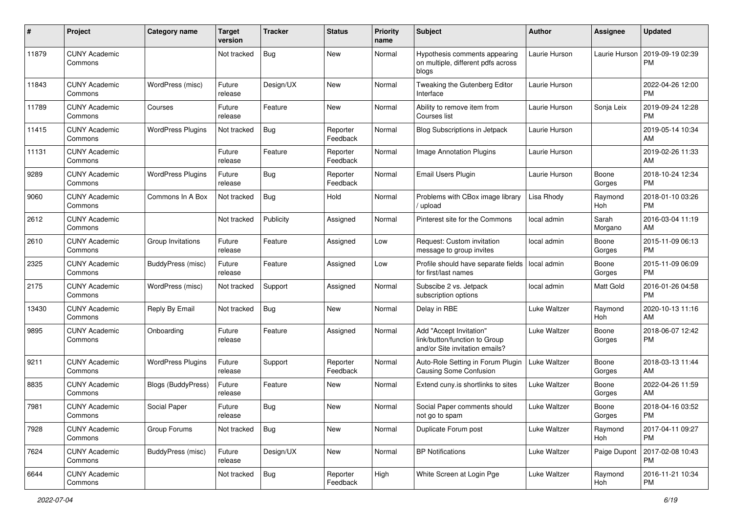| # | Project | Category name | Target version | Tracker | Status | Priority name | Subject | Author | Assignee | Updated |
|---|---|---|---|---|---|---|---|---|---|---|
| 11879 | CUNY Academic Commons | | Not tracked | Bug | New | Normal | Hypothesis comments appearing on multiple, different pdfs across blogs | Laurie Hurson | Laurie Hurson | 2019-09-19 02:39 PM |
| 11843 | CUNY Academic Commons | WordPress (misc) | Future release | Design/UX | New | Normal | Tweaking the Gutenberg Editor Interface | Laurie Hurson | | 2022-04-26 12:00 PM |
| 11789 | CUNY Academic Commons | Courses | Future release | Feature | New | Normal | Ability to remove item from Courses list | Laurie Hurson | Sonja Leix | 2019-09-24 12:28 PM |
| 11415 | CUNY Academic Commons | WordPress Plugins | Not tracked | Bug | Reporter Feedback | Normal | Blog Subscriptions in Jetpack | Laurie Hurson | | 2019-05-14 10:34 AM |
| 11131 | CUNY Academic Commons | | Future release | Feature | Reporter Feedback | Normal | Image Annotation Plugins | Laurie Hurson | | 2019-02-26 11:33 AM |
| 9289 | CUNY Academic Commons | WordPress Plugins | Future release | Bug | Reporter Feedback | Normal | Email Users Plugin | Laurie Hurson | Boone Gorges | 2018-10-24 12:34 PM |
| 9060 | CUNY Academic Commons | Commons In A Box | Not tracked | Bug | Hold | Normal | Problems with CBox image library / upload | Lisa Rhody | Raymond Hoh | 2018-01-10 03:26 PM |
| 2612 | CUNY Academic Commons | | Not tracked | Publicity | Assigned | Normal | Pinterest site for the Commons | local admin | Sarah Morgano | 2016-03-04 11:19 AM |
| 2610 | CUNY Academic Commons | Group Invitations | Future release | Feature | Assigned | Low | Request: Custom invitation message to group invites | local admin | Boone Gorges | 2015-11-09 06:13 PM |
| 2325 | CUNY Academic Commons | BuddyPress (misc) | Future release | Feature | Assigned | Low | Profile should have separate fields for first/last names | local admin | Boone Gorges | 2015-11-09 06:09 PM |
| 2175 | CUNY Academic Commons | WordPress (misc) | Not tracked | Support | Assigned | Normal | Subscibe 2 vs. Jetpack subscription options | local admin | Matt Gold | 2016-01-26 04:58 PM |
| 13430 | CUNY Academic Commons | Reply By Email | Not tracked | Bug | New | Normal | Delay in RBE | Luke Waltzer | Raymond Hoh | 2020-10-13 11:16 AM |
| 9895 | CUNY Academic Commons | Onboarding | Future release | Feature | Assigned | Normal | Add "Accept Invitation" link/button/function to Group and/or Site invitation emails? | Luke Waltzer | Boone Gorges | 2018-06-07 12:42 PM |
| 9211 | CUNY Academic Commons | WordPress Plugins | Future release | Support | Reporter Feedback | Normal | Auto-Role Setting in Forum Plugin Causing Some Confusion | Luke Waltzer | Boone Gorges | 2018-03-13 11:44 AM |
| 8835 | CUNY Academic Commons | Blogs (BuddyPress) | Future release | Feature | New | Normal | Extend cuny.is shortlinks to sites | Luke Waltzer | Boone Gorges | 2022-04-26 11:59 AM |
| 7981 | CUNY Academic Commons | Social Paper | Future release | Bug | New | Normal | Social Paper comments should not go to spam | Luke Waltzer | Boone Gorges | 2018-04-16 03:52 PM |
| 7928 | CUNY Academic Commons | Group Forums | Not tracked | Bug | New | Normal | Duplicate Forum post | Luke Waltzer | Raymond Hoh | 2017-04-11 09:27 PM |
| 7624 | CUNY Academic Commons | BuddyPress (misc) | Future release | Design/UX | New | Normal | BP Notifications | Luke Waltzer | Paige Dupont | 2017-02-08 10:43 PM |
| 6644 | CUNY Academic Commons | | Not tracked | Bug | Reporter Feedback | High | White Screen at Login Pge | Luke Waltzer | Raymond Hoh | 2016-11-21 10:34 PM |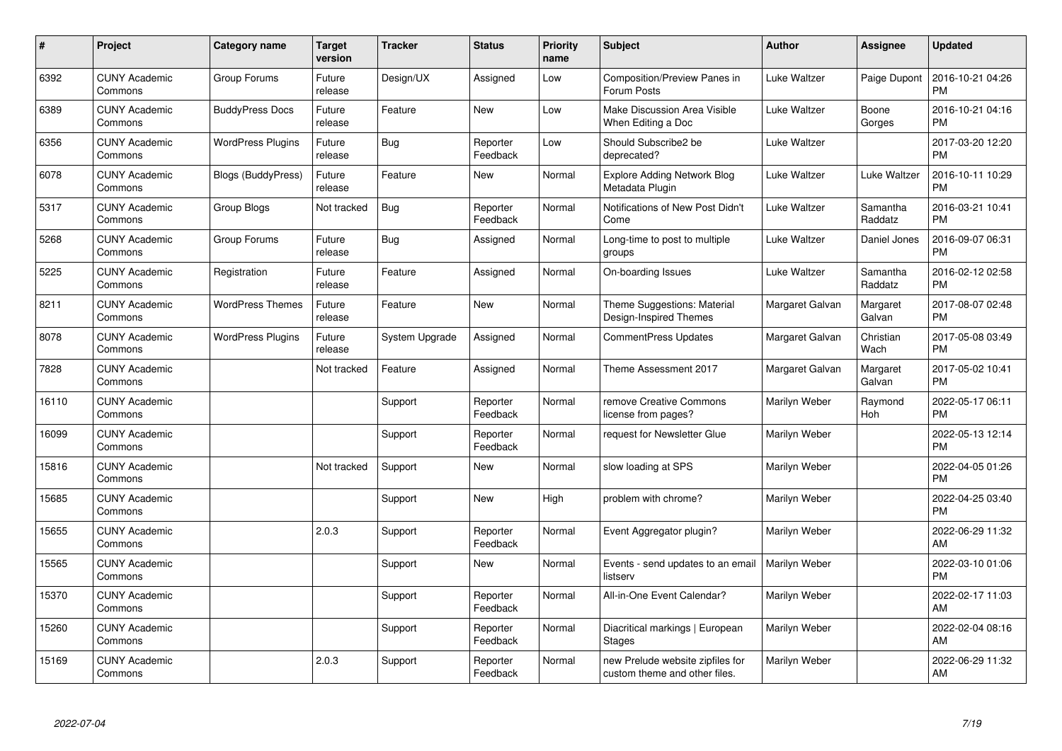| # | Project | Category name | Target version | Tracker | Status | Priority name | Subject | Author | Assignee | Updated |
|---|---|---|---|---|---|---|---|---|---|---|
| 6392 | CUNY Academic Commons | Group Forums | Future release | Design/UX | Assigned | Low | Composition/Preview Panes in Forum Posts | Luke Waltzer | Paige Dupont | 2016-10-21 04:26 PM |
| 6389 | CUNY Academic Commons | BuddyPress Docs | Future release | Feature | New | Low | Make Discussion Area Visible When Editing a Doc | Luke Waltzer | Boone Gorges | 2016-10-21 04:16 PM |
| 6356 | CUNY Academic Commons | WordPress Plugins | Future release | Bug | Reporter Feedback | Low | Should Subscribe2 be deprecated? | Luke Waltzer | | 2017-03-20 12:20 PM |
| 6078 | CUNY Academic Commons | Blogs (BuddyPress) | Future release | Feature | New | Normal | Explore Adding Network Blog Metadata Plugin | Luke Waltzer | Luke Waltzer | 2016-10-11 10:29 PM |
| 5317 | CUNY Academic Commons | Group Blogs | Not tracked | Bug | Reporter Feedback | Normal | Notifications of New Post Didn't Come | Luke Waltzer | Samantha Raddatz | 2016-03-21 10:41 PM |
| 5268 | CUNY Academic Commons | Group Forums | Future release | Bug | Assigned | Normal | Long-time to post to multiple groups | Luke Waltzer | Daniel Jones | 2016-09-07 06:31 PM |
| 5225 | CUNY Academic Commons | Registration | Future release | Feature | Assigned | Normal | On-boarding Issues | Luke Waltzer | Samantha Raddatz | 2016-02-12 02:58 PM |
| 8211 | CUNY Academic Commons | WordPress Themes | Future release | Feature | New | Normal | Theme Suggestions: Material Design-Inspired Themes | Margaret Galvan | Margaret Galvan | 2017-08-07 02:48 PM |
| 8078 | CUNY Academic Commons | WordPress Plugins | Future release | System Upgrade | Assigned | Normal | CommentPress Updates | Margaret Galvan | Christian Wach | 2017-05-08 03:49 PM |
| 7828 | CUNY Academic Commons | | Not tracked | Feature | Assigned | Normal | Theme Assessment 2017 | Margaret Galvan | Margaret Galvan | 2017-05-02 10:41 PM |
| 16110 | CUNY Academic Commons | | | Support | Reporter Feedback | Normal | remove Creative Commons license from pages? | Marilyn Weber | Raymond Hoh | 2022-05-17 06:11 PM |
| 16099 | CUNY Academic Commons | | | Support | Reporter Feedback | Normal | request for Newsletter Glue | Marilyn Weber | | 2022-05-13 12:14 PM |
| 15816 | CUNY Academic Commons | | Not tracked | Support | New | Normal | slow loading at SPS | Marilyn Weber | | 2022-04-05 01:26 PM |
| 15685 | CUNY Academic Commons | | | Support | New | High | problem with chrome? | Marilyn Weber | | 2022-04-25 03:40 PM |
| 15655 | CUNY Academic Commons | | 2.0.3 | Support | Reporter Feedback | Normal | Event Aggregator plugin? | Marilyn Weber | | 2022-06-29 11:32 AM |
| 15565 | CUNY Academic Commons | | | Support | New | Normal | Events - send updates to an email listserv | Marilyn Weber | | 2022-03-10 01:06 PM |
| 15370 | CUNY Academic Commons | | | Support | Reporter Feedback | Normal | All-in-One Event Calendar? | Marilyn Weber | | 2022-02-17 11:03 AM |
| 15260 | CUNY Academic Commons | | | Support | Reporter Feedback | Normal | Diacritical markings \| European Stages | Marilyn Weber | | 2022-02-04 08:16 AM |
| 15169 | CUNY Academic Commons | | 2.0.3 | Support | Reporter Feedback | Normal | new Prelude website zipfiles for custom theme and other files. | Marilyn Weber | | 2022-06-29 11:32 AM |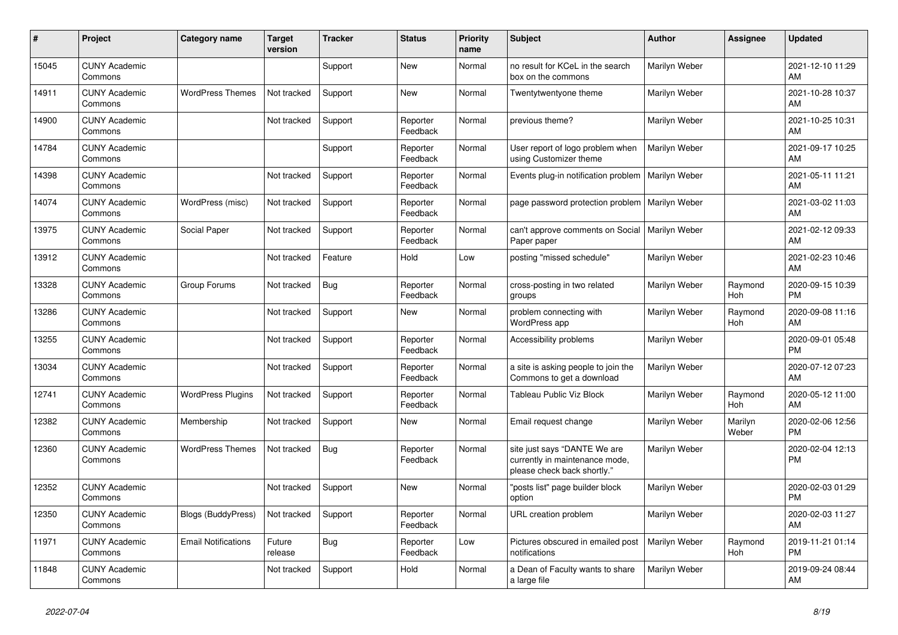| # | Project | Category name | Target version | Tracker | Status | Priority name | Subject | Author | Assignee | Updated |
|---|---|---|---|---|---|---|---|---|---|---|
| 15045 | CUNY Academic Commons | | | Support | New | Normal | no result for KCeL in the search box on the commons | Marilyn Weber | | 2021-12-10 11:29 AM |
| 14911 | CUNY Academic Commons | WordPress Themes | Not tracked | Support | New | Normal | Twentytwentyone theme | Marilyn Weber | | 2021-10-28 10:37 AM |
| 14900 | CUNY Academic Commons | | Not tracked | Support | Reporter Feedback | Normal | previous theme? | Marilyn Weber | | 2021-10-25 10:31 AM |
| 14784 | CUNY Academic Commons | | | Support | Reporter Feedback | Normal | User report of logo problem when using Customizer theme | Marilyn Weber | | 2021-09-17 10:25 AM |
| 14398 | CUNY Academic Commons | | Not tracked | Support | Reporter Feedback | Normal | Events plug-in notification problem | Marilyn Weber | | 2021-05-11 11:21 AM |
| 14074 | CUNY Academic Commons | WordPress (misc) | Not tracked | Support | Reporter Feedback | Normal | page password protection problem | Marilyn Weber | | 2021-03-02 11:03 AM |
| 13975 | CUNY Academic Commons | Social Paper | Not tracked | Support | Reporter Feedback | Normal | can't approve comments on Social Paper paper | Marilyn Weber | | 2021-02-12 09:33 AM |
| 13912 | CUNY Academic Commons | | Not tracked | Feature | Hold | Low | posting "missed schedule" | Marilyn Weber | | 2021-02-23 10:46 AM |
| 13328 | CUNY Academic Commons | Group Forums | Not tracked | Bug | Reporter Feedback | Normal | cross-posting in two related groups | Marilyn Weber | Raymond Hoh | 2020-09-15 10:39 PM |
| 13286 | CUNY Academic Commons | | Not tracked | Support | New | Normal | problem connecting with WordPress app | Marilyn Weber | Raymond Hoh | 2020-09-08 11:16 AM |
| 13255 | CUNY Academic Commons | | Not tracked | Support | Reporter Feedback | Normal | Accessibility problems | Marilyn Weber | | 2020-09-01 05:48 PM |
| 13034 | CUNY Academic Commons | | Not tracked | Support | Reporter Feedback | Normal | a site is asking people to join the Commons to get a download | Marilyn Weber | | 2020-07-12 07:23 AM |
| 12741 | CUNY Academic Commons | WordPress Plugins | Not tracked | Support | Reporter Feedback | Normal | Tableau Public Viz Block | Marilyn Weber | Raymond Hoh | 2020-05-12 11:00 AM |
| 12382 | CUNY Academic Commons | Membership | Not tracked | Support | New | Normal | Email request change | Marilyn Weber | Marilyn Weber | 2020-02-06 12:56 PM |
| 12360 | CUNY Academic Commons | WordPress Themes | Not tracked | Bug | Reporter Feedback | Normal | site just says "DANTE We are currently in maintenance mode, please check back shortly." | Marilyn Weber | | 2020-02-04 12:13 PM |
| 12352 | CUNY Academic Commons | | Not tracked | Support | New | Normal | "posts list" page builder block option | Marilyn Weber | | 2020-02-03 01:29 PM |
| 12350 | CUNY Academic Commons | Blogs (BuddyPress) | Not tracked | Support | Reporter Feedback | Normal | URL creation problem | Marilyn Weber | | 2020-02-03 11:27 AM |
| 11971 | CUNY Academic Commons | Email Notifications | Future release | Bug | Reporter Feedback | Low | Pictures obscured in emailed post notifications | Marilyn Weber | Raymond Hoh | 2019-11-21 01:14 PM |
| 11848 | CUNY Academic Commons | | Not tracked | Support | Hold | Normal | a Dean of Faculty wants to share a large file | Marilyn Weber | | 2019-09-24 08:44 AM |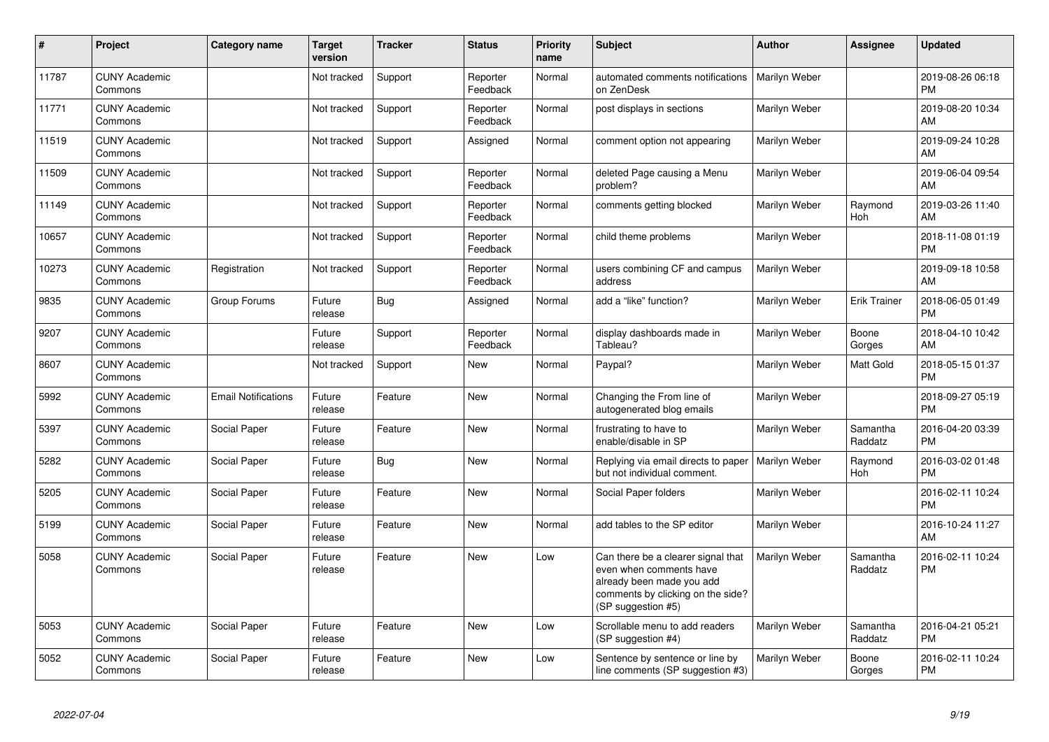| # | Project | Category name | Target version | Tracker | Status | Priority name | Subject | Author | Assignee | Updated |
|---|---|---|---|---|---|---|---|---|---|---|
| 11787 | CUNY Academic Commons | | Not tracked | Support | Reporter Feedback | Normal | automated comments notifications on ZenDesk | Marilyn Weber | | 2019-08-26 06:18 PM |
| 11771 | CUNY Academic Commons | | Not tracked | Support | Reporter Feedback | Normal | post displays in sections | Marilyn Weber | | 2019-08-20 10:34 AM |
| 11519 | CUNY Academic Commons | | Not tracked | Support | Assigned | Normal | comment option not appearing | Marilyn Weber | | 2019-09-24 10:28 AM |
| 11509 | CUNY Academic Commons | | Not tracked | Support | Reporter Feedback | Normal | deleted Page causing a Menu problem? | Marilyn Weber | | 2019-06-04 09:54 AM |
| 11149 | CUNY Academic Commons | | Not tracked | Support | Reporter Feedback | Normal | comments getting blocked | Marilyn Weber | Raymond Hoh | 2019-03-26 11:40 AM |
| 10657 | CUNY Academic Commons | | Not tracked | Support | Reporter Feedback | Normal | child theme problems | Marilyn Weber | | 2018-11-08 01:19 PM |
| 10273 | CUNY Academic Commons | Registration | Not tracked | Support | Reporter Feedback | Normal | users combining CF and campus address | Marilyn Weber | | 2019-09-18 10:58 AM |
| 9835 | CUNY Academic Commons | Group Forums | Future release | Bug | Assigned | Normal | add a "like" function? | Marilyn Weber | Erik Trainer | 2018-06-05 01:49 PM |
| 9207 | CUNY Academic Commons | | Future release | Support | Reporter Feedback | Normal | display dashboards made in Tableau? | Marilyn Weber | Boone Gorges | 2018-04-10 10:42 AM |
| 8607 | CUNY Academic Commons | | Not tracked | Support | New | Normal | Paypal? | Marilyn Weber | Matt Gold | 2018-05-15 01:37 PM |
| 5992 | CUNY Academic Commons | Email Notifications | Future release | Feature | New | Normal | Changing the From line of autogenerated blog emails | Marilyn Weber | | 2018-09-27 05:19 PM |
| 5397 | CUNY Academic Commons | Social Paper | Future release | Feature | New | Normal | frustrating to have to enable/disable in SP | Marilyn Weber | Samantha Raddatz | 2016-04-20 03:39 PM |
| 5282 | CUNY Academic Commons | Social Paper | Future release | Bug | New | Normal | Replying via email directs to paper but not individual comment. | Marilyn Weber | Raymond Hoh | 2016-03-02 01:48 PM |
| 5205 | CUNY Academic Commons | Social Paper | Future release | Feature | New | Normal | Social Paper folders | Marilyn Weber | | 2016-02-11 10:24 PM |
| 5199 | CUNY Academic Commons | Social Paper | Future release | Feature | New | Normal | add tables to the SP editor | Marilyn Weber | | 2016-10-24 11:27 AM |
| 5058 | CUNY Academic Commons | Social Paper | Future release | Feature | New | Low | Can there be a clearer signal that even when comments have already been made you add comments by clicking on the side? (SP suggestion #5) | Marilyn Weber | Samantha Raddatz | 2016-02-11 10:24 PM |
| 5053 | CUNY Academic Commons | Social Paper | Future release | Feature | New | Low | Scrollable menu to add readers (SP suggestion #4) | Marilyn Weber | Samantha Raddatz | 2016-04-21 05:21 PM |
| 5052 | CUNY Academic Commons | Social Paper | Future release | Feature | New | Low | Sentence by sentence or line by line comments (SP suggestion #3) | Marilyn Weber | Boone Gorges | 2016-02-11 10:24 PM |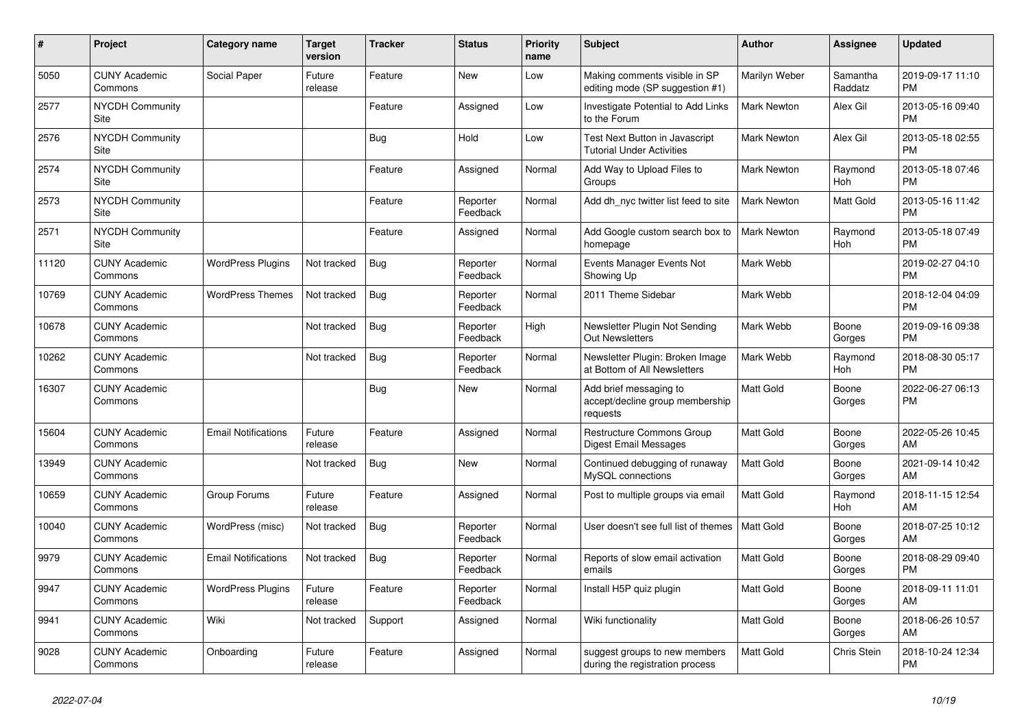| # | Project | Category name | Target version | Tracker | Status | Priority name | Subject | Author | Assignee | Updated |
|---|---|---|---|---|---|---|---|---|---|---|
| 5050 | CUNY Academic Commons | Social Paper | Future release | Feature | New | Low | Making comments visible in SP editing mode (SP suggestion #1) | Marilyn Weber | Samantha Raddatz | 2019-09-17 11:10 PM |
| 2577 | NYCDH Community Site | | | Feature | Assigned | Low | Investigate Potential to Add Links to the Forum | Mark Newton | Alex Gil | 2013-05-16 09:40 PM |
| 2576 | NYCDH Community Site | | | Bug | Hold | Low | Test Next Button in Javascript Tutorial Under Activities | Mark Newton | Alex Gil | 2013-05-18 02:55 PM |
| 2574 | NYCDH Community Site | | | Feature | Assigned | Normal | Add Way to Upload Files to Groups | Mark Newton | Raymond Hoh | 2013-05-18 07:46 PM |
| 2573 | NYCDH Community Site | | | Feature | Reporter Feedback | Normal | Add dh_nyc twitter list feed to site | Mark Newton | Matt Gold | 2013-05-16 11:42 PM |
| 2571 | NYCDH Community Site | | | Feature | Assigned | Normal | Add Google custom search box to homepage | Mark Newton | Raymond Hoh | 2013-05-18 07:49 PM |
| 11120 | CUNY Academic Commons | WordPress Plugins | Not tracked | Bug | Reporter Feedback | Normal | Events Manager Events Not Showing Up | Mark Webb | | 2019-02-27 04:10 PM |
| 10769 | CUNY Academic Commons | WordPress Themes | Not tracked | Bug | Reporter Feedback | Normal | 2011 Theme Sidebar | Mark Webb | | 2018-12-04 04:09 PM |
| 10678 | CUNY Academic Commons | | Not tracked | Bug | Reporter Feedback | High | Newsletter Plugin Not Sending Out Newsletters | Mark Webb | Boone Gorges | 2019-09-16 09:38 PM |
| 10262 | CUNY Academic Commons | | Not tracked | Bug | Reporter Feedback | Normal | Newsletter Plugin: Broken Image at Bottom of All Newsletters | Mark Webb | Raymond Hoh | 2018-08-30 05:17 PM |
| 16307 | CUNY Academic Commons | | | Bug | New | Normal | Add brief messaging to accept/decline group membership requests | Matt Gold | Boone Gorges | 2022-06-27 06:13 PM |
| 15604 | CUNY Academic Commons | Email Notifications | Future release | Feature | Assigned | Normal | Restructure Commons Group Digest Email Messages | Matt Gold | Boone Gorges | 2022-05-26 10:45 AM |
| 13949 | CUNY Academic Commons | | Not tracked | Bug | New | Normal | Continued debugging of runaway MySQL connections | Matt Gold | Boone Gorges | 2021-09-14 10:42 AM |
| 10659 | CUNY Academic Commons | Group Forums | Future release | Feature | Assigned | Normal | Post to multiple groups via email | Matt Gold | Raymond Hoh | 2018-11-15 12:54 AM |
| 10040 | CUNY Academic Commons | WordPress (misc) | Not tracked | Bug | Reporter Feedback | Normal | User doesn't see full list of themes | Matt Gold | Boone Gorges | 2018-07-25 10:12 AM |
| 9979 | CUNY Academic Commons | Email Notifications | Not tracked | Bug | Reporter Feedback | Normal | Reports of slow email activation emails | Matt Gold | Boone Gorges | 2018-08-29 09:40 PM |
| 9947 | CUNY Academic Commons | WordPress Plugins | Future release | Feature | Reporter Feedback | Normal | Install H5P quiz plugin | Matt Gold | Boone Gorges | 2018-09-11 11:01 AM |
| 9941 | CUNY Academic Commons | Wiki | Not tracked | Support | Assigned | Normal | Wiki functionality | Matt Gold | Boone Gorges | 2018-06-26 10:57 AM |
| 9028 | CUNY Academic Commons | Onboarding | Future release | Feature | Assigned | Normal | suggest groups to new members during the registration process | Matt Gold | Chris Stein | 2018-10-24 12:34 PM |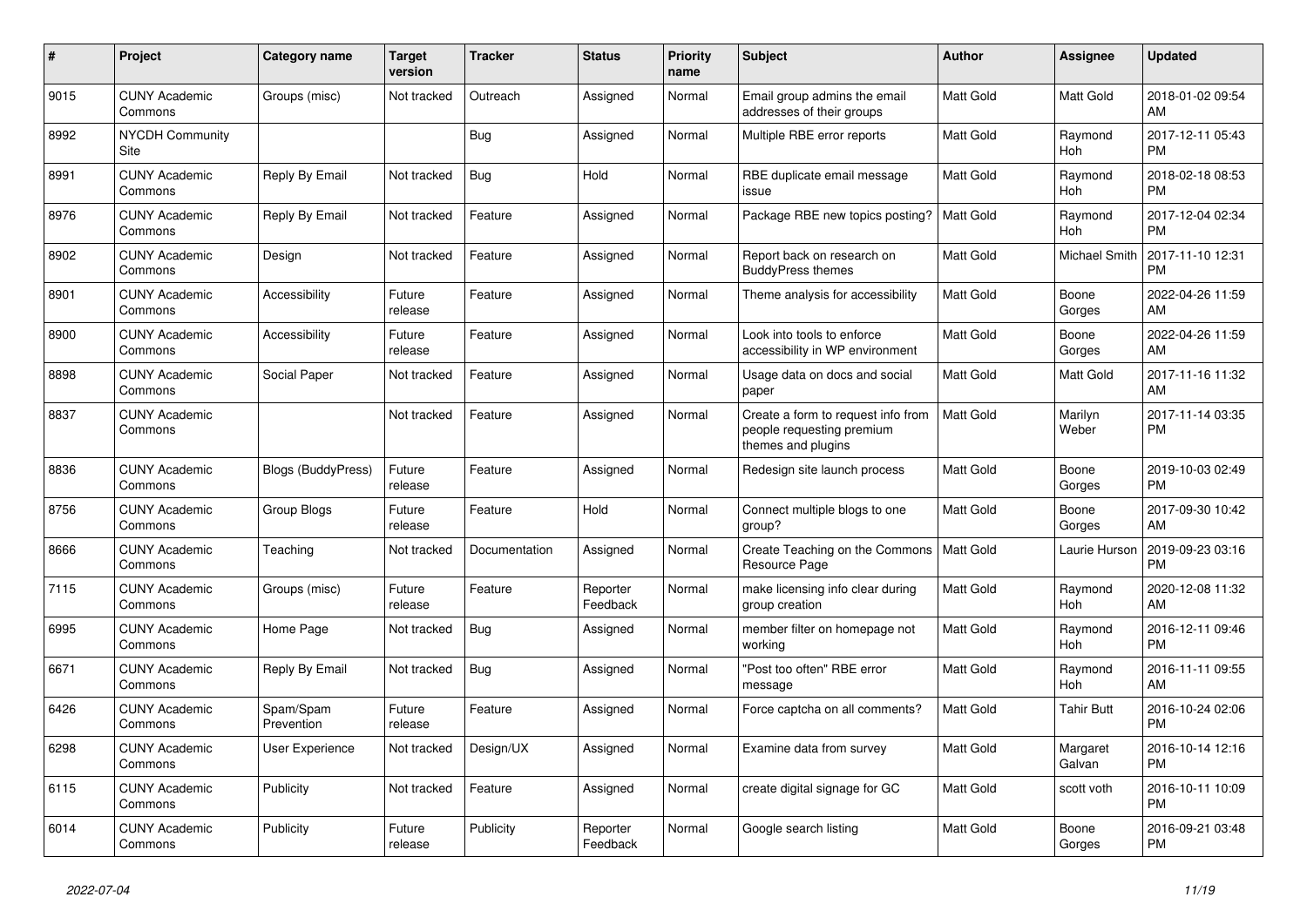| # | Project | Category name | Target version | Tracker | Status | Priority name | Subject | Author | Assignee | Updated |
|---|---|---|---|---|---|---|---|---|---|---|
| 9015 | CUNY Academic Commons | Groups (misc) | Not tracked | Outreach | Assigned | Normal | Email group admins the email addresses of their groups | Matt Gold | Matt Gold | 2018-01-02 09:54 AM |
| 8992 | NYCDH Community Site | | | Bug | Assigned | Normal | Multiple RBE error reports | Matt Gold | Raymond Hoh | 2017-12-11 05:43 PM |
| 8991 | CUNY Academic Commons | Reply By Email | Not tracked | Bug | Hold | Normal | RBE duplicate email message issue | Matt Gold | Raymond Hoh | 2018-02-18 08:53 PM |
| 8976 | CUNY Academic Commons | Reply By Email | Not tracked | Feature | Assigned | Normal | Package RBE new topics posting? | Matt Gold | Raymond Hoh | 2017-12-04 02:34 PM |
| 8902 | CUNY Academic Commons | Design | Not tracked | Feature | Assigned | Normal | Report back on research on BuddyPress themes | Matt Gold | Michael Smith | 2017-11-10 12:31 PM |
| 8901 | CUNY Academic Commons | Accessibility | Future release | Feature | Assigned | Normal | Theme analysis for accessibility | Matt Gold | Boone Gorges | 2022-04-26 11:59 AM |
| 8900 | CUNY Academic Commons | Accessibility | Future release | Feature | Assigned | Normal | Look into tools to enforce accessibility in WP environment | Matt Gold | Boone Gorges | 2022-04-26 11:59 AM |
| 8898 | CUNY Academic Commons | Social Paper | Not tracked | Feature | Assigned | Normal | Usage data on docs and social paper | Matt Gold | Matt Gold | 2017-11-16 11:32 AM |
| 8837 | CUNY Academic Commons | | Not tracked | Feature | Assigned | Normal | Create a form to request info from people requesting premium themes and plugins | Matt Gold | Marilyn Weber | 2017-11-14 03:35 PM |
| 8836 | CUNY Academic Commons | Blogs (BuddyPress) | Future release | Feature | Assigned | Normal | Redesign site launch process | Matt Gold | Boone Gorges | 2019-10-03 02:49 PM |
| 8756 | CUNY Academic Commons | Group Blogs | Future release | Feature | Hold | Normal | Connect multiple blogs to one group? | Matt Gold | Boone Gorges | 2017-09-30 10:42 AM |
| 8666 | CUNY Academic Commons | Teaching | Not tracked | Documentation | Assigned | Normal | Create Teaching on the Commons Resource Page | Matt Gold | Laurie Hurson | 2019-09-23 03:16 PM |
| 7115 | CUNY Academic Commons | Groups (misc) | Future release | Feature | Reporter Feedback | Normal | make licensing info clear during group creation | Matt Gold | Raymond Hoh | 2020-12-08 11:32 AM |
| 6995 | CUNY Academic Commons | Home Page | Not tracked | Bug | Assigned | Normal | member filter on homepage not working | Matt Gold | Raymond Hoh | 2016-12-11 09:46 PM |
| 6671 | CUNY Academic Commons | Reply By Email | Not tracked | Bug | Assigned | Normal | "Post too often" RBE error message | Matt Gold | Raymond Hoh | 2016-11-11 09:55 AM |
| 6426 | CUNY Academic Commons | Spam/Spam Prevention | Future release | Feature | Assigned | Normal | Force captcha on all comments? | Matt Gold | Tahir Butt | 2016-10-24 02:06 PM |
| 6298 | CUNY Academic Commons | User Experience | Not tracked | Design/UX | Assigned | Normal | Examine data from survey | Matt Gold | Margaret Galvan | 2016-10-14 12:16 PM |
| 6115 | CUNY Academic Commons | Publicity | Not tracked | Feature | Assigned | Normal | create digital signage for GC | Matt Gold | scott voth | 2016-10-11 10:09 PM |
| 6014 | CUNY Academic Commons | Publicity | Future release | Publicity | Reporter Feedback | Normal | Google search listing | Matt Gold | Boone Gorges | 2016-09-21 03:48 PM |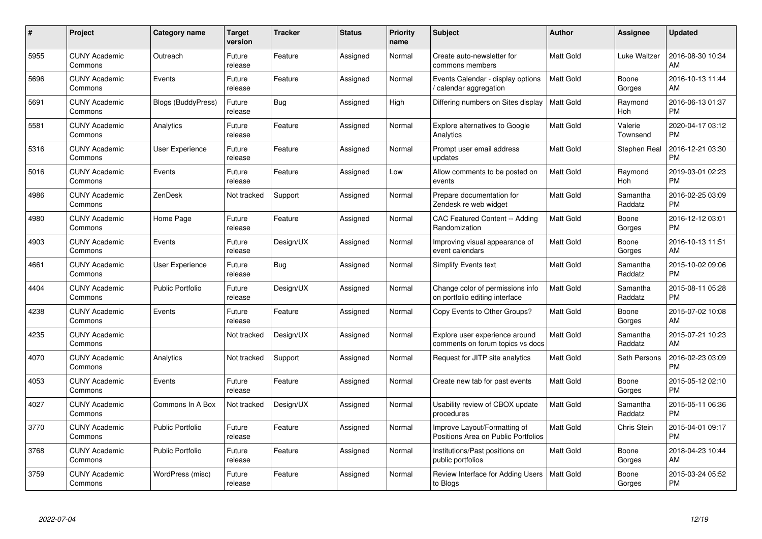| # | Project | Category name | Target version | Tracker | Status | Priority name | Subject | Author | Assignee | Updated |
|---|---|---|---|---|---|---|---|---|---|---|
| 5955 | CUNY Academic Commons | Outreach | Future release | Feature | Assigned | Normal | Create auto-newsletter for commons members | Matt Gold | Luke Waltzer | 2016-08-30 10:34 AM |
| 5696 | CUNY Academic Commons | Events | Future release | Feature | Assigned | Normal | Events Calendar - display options / calendar aggregation | Matt Gold | Boone Gorges | 2016-10-13 11:44 AM |
| 5691 | CUNY Academic Commons | Blogs (BuddyPress) | Future release | Bug | Assigned | High | Differing numbers on Sites display | Matt Gold | Raymond Hoh | 2016-06-13 01:37 PM |
| 5581 | CUNY Academic Commons | Analytics | Future release | Feature | Assigned | Normal | Explore alternatives to Google Analytics | Matt Gold | Valerie Townsend | 2020-04-17 03:12 PM |
| 5316 | CUNY Academic Commons | User Experience | Future release | Feature | Assigned | Normal | Prompt user email address updates | Matt Gold | Stephen Real | 2016-12-21 03:30 PM |
| 5016 | CUNY Academic Commons | Events | Future release | Feature | Assigned | Low | Allow comments to be posted on events | Matt Gold | Raymond Hoh | 2019-03-01 02:23 PM |
| 4986 | CUNY Academic Commons | ZenDesk | Not tracked | Support | Assigned | Normal | Prepare documentation for Zendesk re web widget | Matt Gold | Samantha Raddatz | 2016-02-25 03:09 PM |
| 4980 | CUNY Academic Commons | Home Page | Future release | Feature | Assigned | Normal | CAC Featured Content -- Adding Randomization | Matt Gold | Boone Gorges | 2016-12-12 03:01 PM |
| 4903 | CUNY Academic Commons | Events | Future release | Design/UX | Assigned | Normal | Improving visual appearance of event calendars | Matt Gold | Boone Gorges | 2016-10-13 11:51 AM |
| 4661 | CUNY Academic Commons | User Experience | Future release | Bug | Assigned | Normal | Simplify Events text | Matt Gold | Samantha Raddatz | 2015-10-02 09:06 PM |
| 4404 | CUNY Academic Commons | Public Portfolio | Future release | Design/UX | Assigned | Normal | Change color of permissions info on portfolio editing interface | Matt Gold | Samantha Raddatz | 2015-08-11 05:28 PM |
| 4238 | CUNY Academic Commons | Events | Future release | Feature | Assigned | Normal | Copy Events to Other Groups? | Matt Gold | Boone Gorges | 2015-07-02 10:08 AM |
| 4235 | CUNY Academic Commons | | Not tracked | Design/UX | Assigned | Normal | Explore user experience around comments on forum topics vs docs | Matt Gold | Samantha Raddatz | 2015-07-21 10:23 AM |
| 4070 | CUNY Academic Commons | Analytics | Not tracked | Support | Assigned | Normal | Request for JITP site analytics | Matt Gold | Seth Persons | 2016-02-23 03:09 PM |
| 4053 | CUNY Academic Commons | Events | Future release | Feature | Assigned | Normal | Create new tab for past events | Matt Gold | Boone Gorges | 2015-05-12 02:10 PM |
| 4027 | CUNY Academic Commons | Commons In A Box | Not tracked | Design/UX | Assigned | Normal | Usability review of CBOX update procedures | Matt Gold | Samantha Raddatz | 2015-05-11 06:36 PM |
| 3770 | CUNY Academic Commons | Public Portfolio | Future release | Feature | Assigned | Normal | Improve Layout/Formatting of Positions Area on Public Portfolios | Matt Gold | Chris Stein | 2015-04-01 09:17 PM |
| 3768 | CUNY Academic Commons | Public Portfolio | Future release | Feature | Assigned | Normal | Institutions/Past positions on public portfolios | Matt Gold | Boone Gorges | 2018-04-23 10:44 AM |
| 3759 | CUNY Academic Commons | WordPress (misc) | Future release | Feature | Assigned | Normal | Review Interface for Adding Users to Blogs | Matt Gold | Boone Gorges | 2015-03-24 05:52 PM |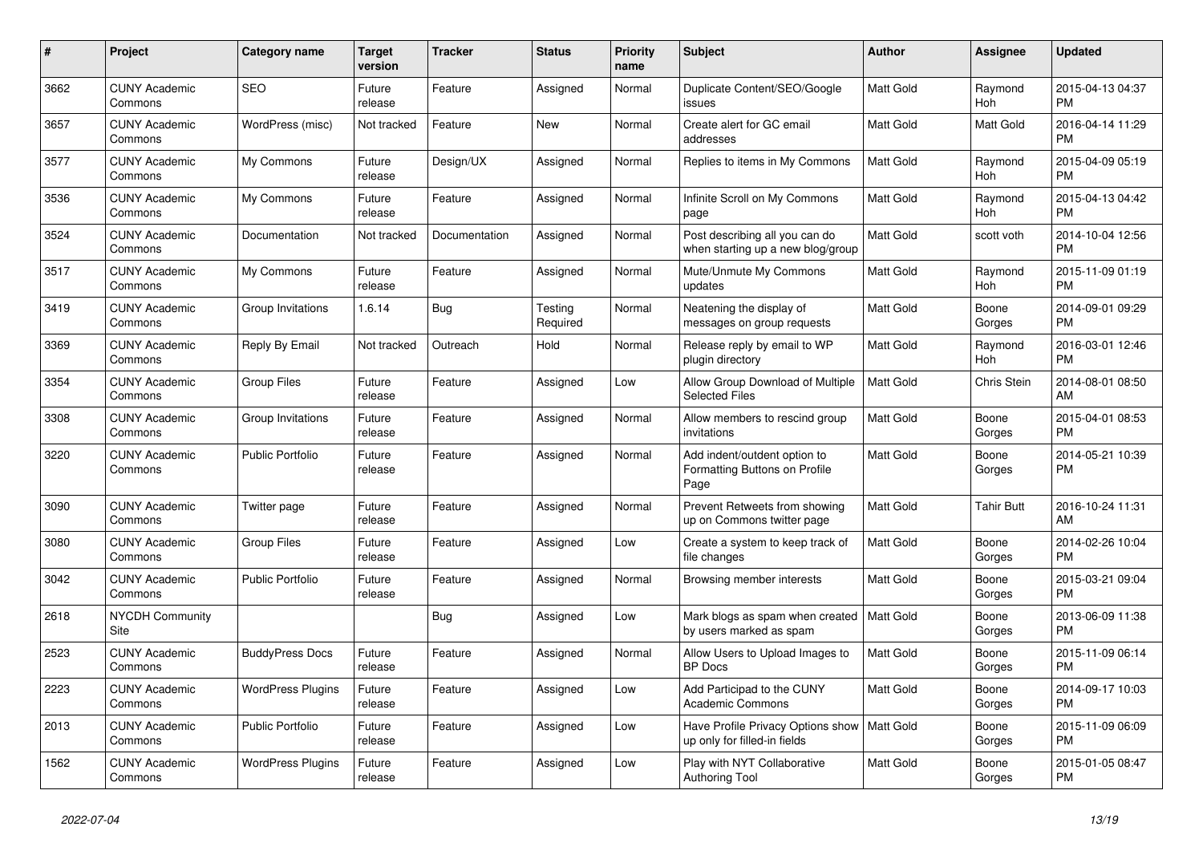| # | Project | Category name | Target version | Tracker | Status | Priority name | Subject | Author | Assignee | Updated |
|---|---|---|---|---|---|---|---|---|---|---|
| 3662 | CUNY Academic Commons | SEO | Future release | Feature | Assigned | Normal | Duplicate Content/SEO/Google issues | Matt Gold | Raymond Hoh | 2015-04-13 04:37 PM |
| 3657 | CUNY Academic Commons | WordPress (misc) | Not tracked | Feature | New | Normal | Create alert for GC email addresses | Matt Gold | Matt Gold | 2016-04-14 11:29 PM |
| 3577 | CUNY Academic Commons | My Commons | Future release | Design/UX | Assigned | Normal | Replies to items in My Commons | Matt Gold | Raymond Hoh | 2015-04-09 05:19 PM |
| 3536 | CUNY Academic Commons | My Commons | Future release | Feature | Assigned | Normal | Infinite Scroll on My Commons page | Matt Gold | Raymond Hoh | 2015-04-13 04:42 PM |
| 3524 | CUNY Academic Commons | Documentation | Not tracked | Documentation | Assigned | Normal | Post describing all you can do when starting up a new blog/group | Matt Gold | scott voth | 2014-10-04 12:56 PM |
| 3517 | CUNY Academic Commons | My Commons | Future release | Feature | Assigned | Normal | Mute/Unmute My Commons updates | Matt Gold | Raymond Hoh | 2015-11-09 01:19 PM |
| 3419 | CUNY Academic Commons | Group Invitations | 1.6.14 | Bug | Testing Required | Normal | Neatening the display of messages on group requests | Matt Gold | Boone Gorges | 2014-09-01 09:29 PM |
| 3369 | CUNY Academic Commons | Reply By Email | Not tracked | Outreach | Hold | Normal | Release reply by email to WP plugin directory | Matt Gold | Raymond Hoh | 2016-03-01 12:46 PM |
| 3354 | CUNY Academic Commons | Group Files | Future release | Feature | Assigned | Low | Allow Group Download of Multiple Selected Files | Matt Gold | Chris Stein | 2014-08-01 08:50 AM |
| 3308 | CUNY Academic Commons | Group Invitations | Future release | Feature | Assigned | Normal | Allow members to rescind group invitations | Matt Gold | Boone Gorges | 2015-04-01 08:53 PM |
| 3220 | CUNY Academic Commons | Public Portfolio | Future release | Feature | Assigned | Normal | Add indent/outdent option to Formatting Buttons on Profile Page | Matt Gold | Boone Gorges | 2014-05-21 10:39 PM |
| 3090 | CUNY Academic Commons | Twitter page | Future release | Feature | Assigned | Normal | Prevent Retweets from showing up on Commons twitter page | Matt Gold | Tahir Butt | 2016-10-24 11:31 AM |
| 3080 | CUNY Academic Commons | Group Files | Future release | Feature | Assigned | Low | Create a system to keep track of file changes | Matt Gold | Boone Gorges | 2014-02-26 10:04 PM |
| 3042 | CUNY Academic Commons | Public Portfolio | Future release | Feature | Assigned | Normal | Browsing member interests | Matt Gold | Boone Gorges | 2015-03-21 09:04 PM |
| 2618 | NYCDH Community Site | | | Bug | Assigned | Low | Mark blogs as spam when created by users marked as spam | Matt Gold | Boone Gorges | 2013-06-09 11:38 PM |
| 2523 | CUNY Academic Commons | BuddyPress Docs | Future release | Feature | Assigned | Normal | Allow Users to Upload Images to BP Docs | Matt Gold | Boone Gorges | 2015-11-09 06:14 PM |
| 2223 | CUNY Academic Commons | WordPress Plugins | Future release | Feature | Assigned | Low | Add Participad to the CUNY Academic Commons | Matt Gold | Boone Gorges | 2014-09-17 10:03 PM |
| 2013 | CUNY Academic Commons | Public Portfolio | Future release | Feature | Assigned | Low | Have Profile Privacy Options show up only for filled-in fields | Matt Gold | Boone Gorges | 2015-11-09 06:09 PM |
| 1562 | CUNY Academic Commons | WordPress Plugins | Future release | Feature | Assigned | Low | Play with NYT Collaborative Authoring Tool | Matt Gold | Boone Gorges | 2015-01-05 08:47 PM |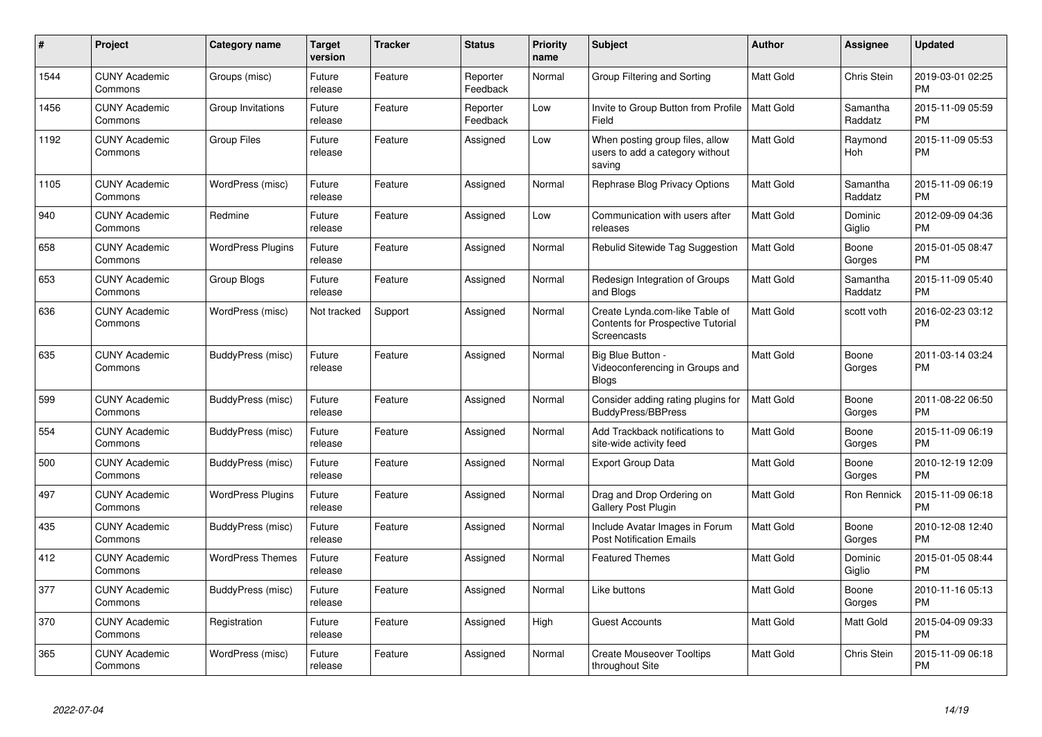| # | Project | Category name | Target version | Tracker | Status | Priority name | Subject | Author | Assignee | Updated |
|---|---|---|---|---|---|---|---|---|---|---|
| 1544 | CUNY Academic Commons | Groups (misc) | Future release | Feature | Reporter Feedback | Normal | Group Filtering and Sorting | Matt Gold | Chris Stein | 2019-03-01 02:25 PM |
| 1456 | CUNY Academic Commons | Group Invitations | Future release | Feature | Reporter Feedback | Low | Invite to Group Button from Profile Field | Matt Gold | Samantha Raddatz | 2015-11-09 05:59 PM |
| 1192 | CUNY Academic Commons | Group Files | Future release | Feature | Assigned | Low | When posting group files, allow users to add a category without saving | Matt Gold | Raymond Hoh | 2015-11-09 05:53 PM |
| 1105 | CUNY Academic Commons | WordPress (misc) | Future release | Feature | Assigned | Normal | Rephrase Blog Privacy Options | Matt Gold | Samantha Raddatz | 2015-11-09 06:19 PM |
| 940 | CUNY Academic Commons | Redmine | Future release | Feature | Assigned | Low | Communication with users after releases | Matt Gold | Dominic Giglio | 2012-09-09 04:36 PM |
| 658 | CUNY Academic Commons | WordPress Plugins | Future release | Feature | Assigned | Normal | Rebulid Sitewide Tag Suggestion | Matt Gold | Boone Gorges | 2015-01-05 08:47 PM |
| 653 | CUNY Academic Commons | Group Blogs | Future release | Feature | Assigned | Normal | Redesign Integration of Groups and Blogs | Matt Gold | Samantha Raddatz | 2015-11-09 05:40 PM |
| 636 | CUNY Academic Commons | WordPress (misc) | Not tracked | Support | Assigned | Normal | Create Lynda.com-like Table of Contents for Prospective Tutorial Screencasts | Matt Gold | scott voth | 2016-02-23 03:12 PM |
| 635 | CUNY Academic Commons | BuddyPress (misc) | Future release | Feature | Assigned | Normal | Big Blue Button - Videoconferencing in Groups and Blogs | Matt Gold | Boone Gorges | 2011-03-14 03:24 PM |
| 599 | CUNY Academic Commons | BuddyPress (misc) | Future release | Feature | Assigned | Normal | Consider adding rating plugins for BuddyPress/BBPress | Matt Gold | Boone Gorges | 2011-08-22 06:50 PM |
| 554 | CUNY Academic Commons | BuddyPress (misc) | Future release | Feature | Assigned | Normal | Add Trackback notifications to site-wide activity feed | Matt Gold | Boone Gorges | 2015-11-09 06:19 PM |
| 500 | CUNY Academic Commons | BuddyPress (misc) | Future release | Feature | Assigned | Normal | Export Group Data | Matt Gold | Boone Gorges | 2010-12-19 12:09 PM |
| 497 | CUNY Academic Commons | WordPress Plugins | Future release | Feature | Assigned | Normal | Drag and Drop Ordering on Gallery Post Plugin | Matt Gold | Ron Rennick | 2015-11-09 06:18 PM |
| 435 | CUNY Academic Commons | BuddyPress (misc) | Future release | Feature | Assigned | Normal | Include Avatar Images in Forum Post Notification Emails | Matt Gold | Boone Gorges | 2010-12-08 12:40 PM |
| 412 | CUNY Academic Commons | WordPress Themes | Future release | Feature | Assigned | Normal | Featured Themes | Matt Gold | Dominic Giglio | 2015-01-05 08:44 PM |
| 377 | CUNY Academic Commons | BuddyPress (misc) | Future release | Feature | Assigned | Normal | Like buttons | Matt Gold | Boone Gorges | 2010-11-16 05:13 PM |
| 370 | CUNY Academic Commons | Registration | Future release | Feature | Assigned | High | Guest Accounts | Matt Gold | Matt Gold | 2015-04-09 09:33 PM |
| 365 | CUNY Academic Commons | WordPress (misc) | Future release | Feature | Assigned | Normal | Create Mouseover Tooltips throughout Site | Matt Gold | Chris Stein | 2015-11-09 06:18 PM |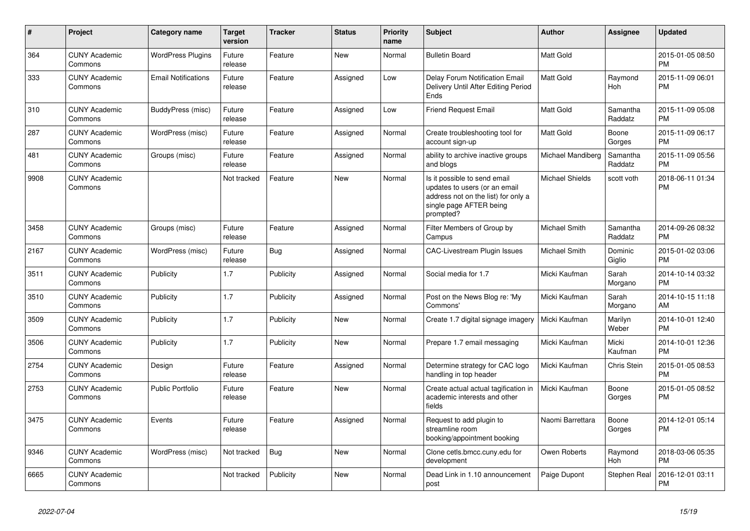| # | Project | Category name | Target version | Tracker | Status | Priority name | Subject | Author | Assignee | Updated |
|---|---|---|---|---|---|---|---|---|---|---|
| 364 | CUNY Academic Commons | WordPress Plugins | Future release | Feature | New | Normal | Bulletin Board | Matt Gold | | 2015-01-05 08:50 PM |
| 333 | CUNY Academic Commons | Email Notifications | Future release | Feature | Assigned | Low | Delay Forum Notification Email Delivery Until After Editing Period Ends | Matt Gold | Raymond Hoh | 2015-11-09 06:01 PM |
| 310 | CUNY Academic Commons | BuddyPress (misc) | Future release | Feature | Assigned | Low | Friend Request Email | Matt Gold | Samantha Raddatz | 2015-11-09 05:08 PM |
| 287 | CUNY Academic Commons | WordPress (misc) | Future release | Feature | Assigned | Normal | Create troubleshooting tool for account sign-up | Matt Gold | Boone Gorges | 2015-11-09 06:17 PM |
| 481 | CUNY Academic Commons | Groups (misc) | Future release | Feature | Assigned | Normal | ability to archive inactive groups and blogs | Michael Mandiberg | Samantha Raddatz | 2015-11-09 05:56 PM |
| 9908 | CUNY Academic Commons | | Not tracked | Feature | New | Normal | Is it possible to send email updates to users (or an email address not on the list) for only a single page AFTER being prompted? | Michael Shields | scott voth | 2018-06-11 01:34 PM |
| 3458 | CUNY Academic Commons | Groups (misc) | Future release | Feature | Assigned | Normal | Filter Members of Group by Campus | Michael Smith | Samantha Raddatz | 2014-09-26 08:32 PM |
| 2167 | CUNY Academic Commons | WordPress (misc) | Future release | Bug | Assigned | Normal | CAC-Livestream Plugin Issues | Michael Smith | Dominic Giglio | 2015-01-02 03:06 PM |
| 3511 | CUNY Academic Commons | Publicity | 1.7 | Publicity | Assigned | Normal | Social media for 1.7 | Micki Kaufman | Sarah Morgano | 2014-10-14 03:32 PM |
| 3510 | CUNY Academic Commons | Publicity | 1.7 | Publicity | Assigned | Normal | Post on the News Blog re: 'My Commons' | Micki Kaufman | Sarah Morgano | 2014-10-15 11:18 AM |
| 3509 | CUNY Academic Commons | Publicity | 1.7 | Publicity | New | Normal | Create 1.7 digital signage imagery | Micki Kaufman | Marilyn Weber | 2014-10-01 12:40 PM |
| 3506 | CUNY Academic Commons | Publicity | 1.7 | Publicity | New | Normal | Prepare 1.7 email messaging | Micki Kaufman | Micki Kaufman | 2014-10-01 12:36 PM |
| 2754 | CUNY Academic Commons | Design | Future release | Feature | Assigned | Normal | Determine strategy for CAC logo handling in top header | Micki Kaufman | Chris Stein | 2015-01-05 08:53 PM |
| 2753 | CUNY Academic Commons | Public Portfolio | Future release | Feature | New | Normal | Create actual actual tagification in academic interests and other fields | Micki Kaufman | Boone Gorges | 2015-01-05 08:52 PM |
| 3475 | CUNY Academic Commons | Events | Future release | Feature | Assigned | Normal | Request to add plugin to streamline room booking/appointment booking | Naomi Barrettara | Boone Gorges | 2014-12-01 05:14 PM |
| 9346 | CUNY Academic Commons | WordPress (misc) | Not tracked | Bug | New | Normal | Clone cetls.bmcc.cuny.edu for development | Owen Roberts | Raymond Hoh | 2018-03-06 05:35 PM |
| 6665 | CUNY Academic Commons | | Not tracked | Publicity | New | Normal | Dead Link in 1.10 announcement post | Paige Dupont | Stephen Real | 2016-12-01 03:11 PM |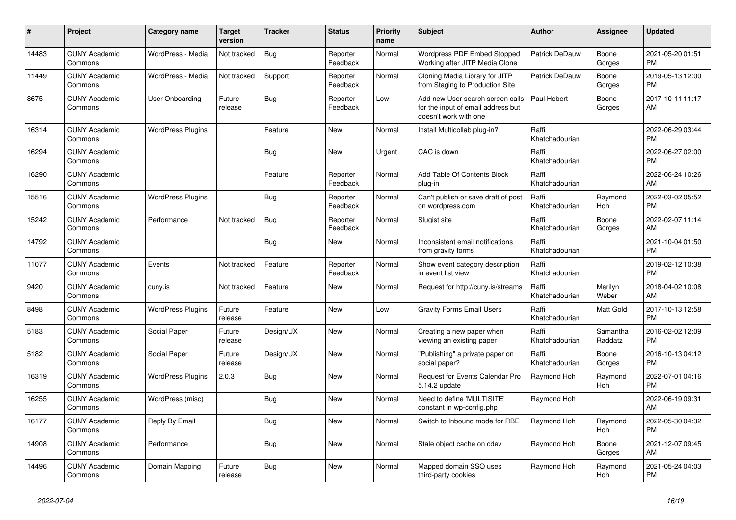| # | Project | Category name | Target version | Tracker | Status | Priority name | Subject | Author | Assignee | Updated |
|---|---|---|---|---|---|---|---|---|---|---|
| 14483 | CUNY Academic Commons | WordPress - Media | Not tracked | Bug | Reporter Feedback | Normal | Wordpress PDF Embed Stopped Working after JITP Media Clone | Patrick DeDauw | Boone Gorges | 2021-05-20 01:51 PM |
| 11449 | CUNY Academic Commons | WordPress - Media | Not tracked | Support | Reporter Feedback | Normal | Cloning Media Library for JITP from Staging to Production Site | Patrick DeDauw | Boone Gorges | 2019-05-13 12:00 PM |
| 8675 | CUNY Academic Commons | User Onboarding | Future release | Bug | Reporter Feedback | Low | Add new User search screen calls for the input of email address but doesn't work with one | Paul Hebert | Boone Gorges | 2017-10-11 11:17 AM |
| 16314 | CUNY Academic Commons | WordPress Plugins | | Feature | New | Normal | Install Multicollab plug-in? | Raffi Khatchadourian | | 2022-06-29 03:44 PM |
| 16294 | CUNY Academic Commons | | | Bug | New | Urgent | CAC is down | Raffi Khatchadourian | | 2022-06-27 02:00 PM |
| 16290 | CUNY Academic Commons | | | Feature | Reporter Feedback | Normal | Add Table Of Contents Block plug-in | Raffi Khatchadourian | | 2022-06-24 10:26 AM |
| 15516 | CUNY Academic Commons | WordPress Plugins | | Bug | Reporter Feedback | Normal | Can't publish or save draft of post on wordpress.com | Raffi Khatchadourian | Raymond Hoh | 2022-03-02 05:52 PM |
| 15242 | CUNY Academic Commons | Performance | Not tracked | Bug | Reporter Feedback | Normal | Slugist site | Raffi Khatchadourian | Boone Gorges | 2022-02-07 11:14 AM |
| 14792 | CUNY Academic Commons | | | Bug | New | Normal | Inconsistent email notifications from gravity forms | Raffi Khatchadourian | | 2021-10-04 01:50 PM |
| 11077 | CUNY Academic Commons | Events | Not tracked | Feature | Reporter Feedback | Normal | Show event category description in event list view | Raffi Khatchadourian | | 2019-02-12 10:38 PM |
| 9420 | CUNY Academic Commons | cuny.is | Not tracked | Feature | New | Normal | Request for http://cuny.is/streams | Raffi Khatchadourian | Marilyn Weber | 2018-04-02 10:08 AM |
| 8498 | CUNY Academic Commons | WordPress Plugins | Future release | Feature | New | Low | Gravity Forms Email Users | Raffi Khatchadourian | Matt Gold | 2017-10-13 12:58 PM |
| 5183 | CUNY Academic Commons | Social Paper | Future release | Design/UX | New | Normal | Creating a new paper when viewing an existing paper | Raffi Khatchadourian | Samantha Raddatz | 2016-02-02 12:09 PM |
| 5182 | CUNY Academic Commons | Social Paper | Future release | Design/UX | New | Normal | "Publishing" a private paper on social paper? | Raffi Khatchadourian | Boone Gorges | 2016-10-13 04:12 PM |
| 16319 | CUNY Academic Commons | WordPress Plugins | 2.0.3 | Bug | New | Normal | Request for Events Calendar Pro 5.14.2 update | Raymond Hoh | Raymond Hoh | 2022-07-01 04:16 PM |
| 16255 | CUNY Academic Commons | WordPress (misc) | | Bug | New | Normal | Need to define 'MULTISITE' constant in wp-config.php | Raymond Hoh | | 2022-06-19 09:31 AM |
| 16177 | CUNY Academic Commons | Reply By Email | | Bug | New | Normal | Switch to Inbound mode for RBE | Raymond Hoh | Raymond Hoh | 2022-05-30 04:32 PM |
| 14908 | CUNY Academic Commons | Performance | | Bug | New | Normal | Stale object cache on cdev | Raymond Hoh | Boone Gorges | 2021-12-07 09:45 AM |
| 14496 | CUNY Academic Commons | Domain Mapping | Future release | Bug | New | Normal | Mapped domain SSO uses third-party cookies | Raymond Hoh | Raymond Hoh | 2021-05-24 04:03 PM |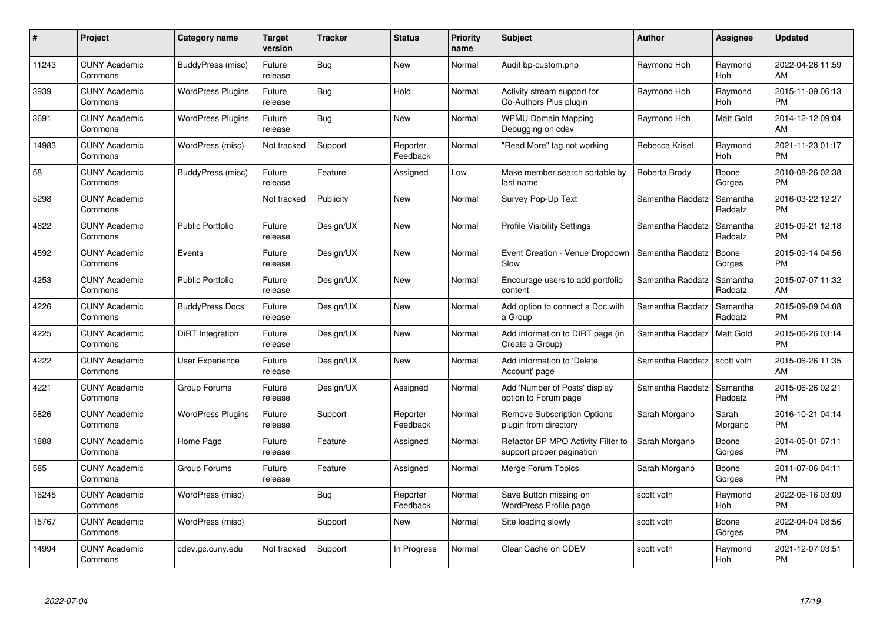| # | Project | Category name | Target version | Tracker | Status | Priority name | Subject | Author | Assignee | Updated |
|---|---|---|---|---|---|---|---|---|---|---|
| 11243 | CUNY Academic Commons | BuddyPress (misc) | Future release | Bug | New | Normal | Audit bp-custom.php | Raymond Hoh | Raymond Hoh | 2022-04-26 11:59 AM |
| 3939 | CUNY Academic Commons | WordPress Plugins | Future release | Bug | Hold | Normal | Activity stream support for Co-Authors Plus plugin | Raymond Hoh | Raymond Hoh | 2015-11-09 06:13 PM |
| 3691 | CUNY Academic Commons | WordPress Plugins | Future release | Bug | New | Normal | WPMU Domain Mapping Debugging on cdev | Raymond Hoh | Matt Gold | 2014-12-12 09:04 AM |
| 14983 | CUNY Academic Commons | WordPress (misc) | Not tracked | Support | Reporter Feedback | Normal | "Read More" tag not working | Rebecca Krisel | Raymond Hoh | 2021-11-23 01:17 PM |
| 58 | CUNY Academic Commons | BuddyPress (misc) | Future release | Feature | Assigned | Low | Make member search sortable by last name | Roberta Brody | Boone Gorges | 2010-08-26 02:38 PM |
| 5298 | CUNY Academic Commons | | Not tracked | Publicity | New | Normal | Survey Pop-Up Text | Samantha Raddatz | Samantha Raddatz | 2016-03-22 12:27 PM |
| 4622 | CUNY Academic Commons | Public Portfolio | Future release | Design/UX | New | Normal | Profile Visibility Settings | Samantha Raddatz | Samantha Raddatz | 2015-09-21 12:18 PM |
| 4592 | CUNY Academic Commons | Events | Future release | Design/UX | New | Normal | Event Creation - Venue Dropdown Slow | Samantha Raddatz | Boone Gorges | 2015-09-14 04:56 PM |
| 4253 | CUNY Academic Commons | Public Portfolio | Future release | Design/UX | New | Normal | Encourage users to add portfolio content | Samantha Raddatz | Samantha Raddatz | 2015-07-07 11:32 AM |
| 4226 | CUNY Academic Commons | BuddyPress Docs | Future release | Design/UX | New | Normal | Add option to connect a Doc with a Group | Samantha Raddatz | Samantha Raddatz | 2015-09-09 04:08 PM |
| 4225 | CUNY Academic Commons | DiRT Integration | Future release | Design/UX | New | Normal | Add information to DIRT page (in Create a Group) | Samantha Raddatz | Matt Gold | 2015-06-26 03:14 PM |
| 4222 | CUNY Academic Commons | User Experience | Future release | Design/UX | New | Normal | Add information to 'Delete Account' page | Samantha Raddatz | scott voth | 2015-06-26 11:35 AM |
| 4221 | CUNY Academic Commons | Group Forums | Future release | Design/UX | Assigned | Normal | Add 'Number of Posts' display option to Forum page | Samantha Raddatz | Samantha Raddatz | 2015-06-26 02:21 PM |
| 5826 | CUNY Academic Commons | WordPress Plugins | Future release | Support | Reporter Feedback | Normal | Remove Subscription Options plugin from directory | Sarah Morgano | Sarah Morgano | 2016-10-21 04:14 PM |
| 1888 | CUNY Academic Commons | Home Page | Future release | Feature | Assigned | Normal | Refactor BP MPO Activity Filter to support proper pagination | Sarah Morgano | Boone Gorges | 2014-05-01 07:11 PM |
| 585 | CUNY Academic Commons | Group Forums | Future release | Feature | Assigned | Normal | Merge Forum Topics | Sarah Morgano | Boone Gorges | 2011-07-06 04:11 PM |
| 16245 | CUNY Academic Commons | WordPress (misc) | | Bug | Reporter Feedback | Normal | Save Button missing on WordPress Profile page | scott voth | Raymond Hoh | 2022-06-16 03:09 PM |
| 15767 | CUNY Academic Commons | WordPress (misc) | | Support | New | Normal | Site loading slowly | scott voth | Boone Gorges | 2022-04-04 08:56 PM |
| 14994 | CUNY Academic Commons | cdev.gc.cuny.edu | Not tracked | Support | In Progress | Normal | Clear Cache on CDEV | scott voth | Raymond Hoh | 2021-12-07 03:51 PM |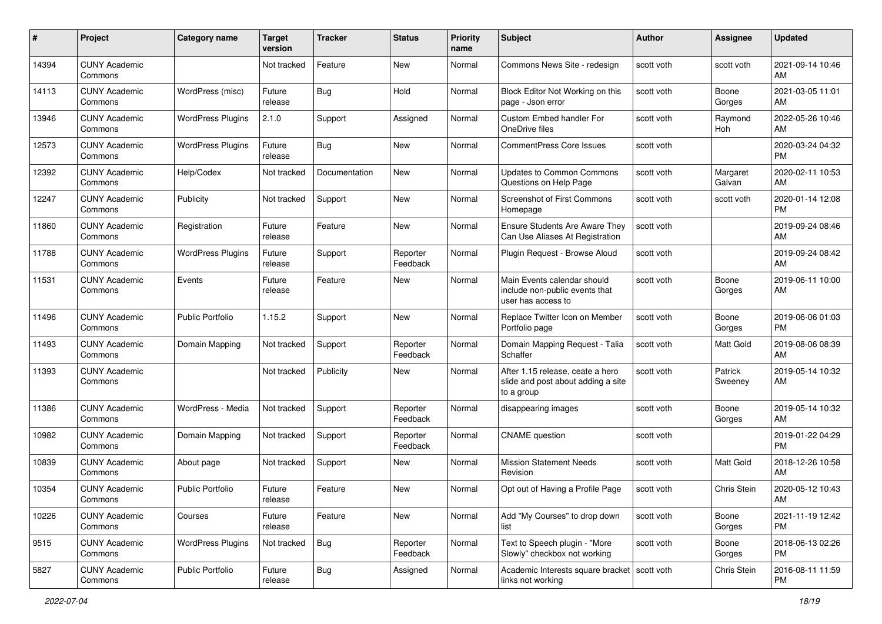| # | Project | Category name | Target version | Tracker | Status | Priority name | Subject | Author | Assignee | Updated |
|---|---|---|---|---|---|---|---|---|---|---|
| 14394 | CUNY Academic Commons | | Not tracked | Feature | New | Normal | Commons News Site - redesign | scott voth | scott voth | 2021-09-14 10:46 AM |
| 14113 | CUNY Academic Commons | WordPress (misc) | Future release | Bug | Hold | Normal | Block Editor Not Working on this page - Json error | scott voth | Boone Gorges | 2021-03-05 11:01 AM |
| 13946 | CUNY Academic Commons | WordPress Plugins | 2.1.0 | Support | Assigned | Normal | Custom Embed handler For OneDrive files | scott voth | Raymond Hoh | 2022-05-26 10:46 AM |
| 12573 | CUNY Academic Commons | WordPress Plugins | Future release | Bug | New | Normal | CommentPress Core Issues | scott voth | | 2020-03-24 04:32 PM |
| 12392 | CUNY Academic Commons | Help/Codex | Not tracked | Documentation | New | Normal | Updates to Common Commons Questions on Help Page | scott voth | Margaret Galvan | 2020-02-11 10:53 AM |
| 12247 | CUNY Academic Commons | Publicity | Not tracked | Support | New | Normal | Screenshot of First Commons Homepage | scott voth | scott voth | 2020-01-14 12:08 PM |
| 11860 | CUNY Academic Commons | Registration | Future release | Feature | New | Normal | Ensure Students Are Aware They Can Use Aliases At Registration | scott voth | | 2019-09-24 08:46 AM |
| 11788 | CUNY Academic Commons | WordPress Plugins | Future release | Support | Reporter Feedback | Normal | Plugin Request - Browse Aloud | scott voth | | 2019-09-24 08:42 AM |
| 11531 | CUNY Academic Commons | Events | Future release | Feature | New | Normal | Main Events calendar should include non-public events that user has access to | scott voth | Boone Gorges | 2019-06-11 10:00 AM |
| 11496 | CUNY Academic Commons | Public Portfolio | 1.15.2 | Support | New | Normal | Replace Twitter Icon on Member Portfolio page | scott voth | Boone Gorges | 2019-06-06 01:03 PM |
| 11493 | CUNY Academic Commons | Domain Mapping | Not tracked | Support | Reporter Feedback | Normal | Domain Mapping Request - Talia Schaffer | scott voth | Matt Gold | 2019-08-06 08:39 AM |
| 11393 | CUNY Academic Commons | | Not tracked | Publicity | New | Normal | After 1.15 release, ceate a hero slide and post about adding a site to a group | scott voth | Patrick Sweeney | 2019-05-14 10:32 AM |
| 11386 | CUNY Academic Commons | WordPress - Media | Not tracked | Support | Reporter Feedback | Normal | disappearing images | scott voth | Boone Gorges | 2019-05-14 10:32 AM |
| 10982 | CUNY Academic Commons | Domain Mapping | Not tracked | Support | Reporter Feedback | Normal | CNAME question | scott voth | | 2019-01-22 04:29 PM |
| 10839 | CUNY Academic Commons | About page | Not tracked | Support | New | Normal | Mission Statement Needs Revision | scott voth | Matt Gold | 2018-12-26 10:58 AM |
| 10354 | CUNY Academic Commons | Public Portfolio | Future release | Feature | New | Normal | Opt out of Having a Profile Page | scott voth | Chris Stein | 2020-05-12 10:43 AM |
| 10226 | CUNY Academic Commons | Courses | Future release | Feature | New | Normal | Add "My Courses" to drop down list | scott voth | Boone Gorges | 2021-11-19 12:42 PM |
| 9515 | CUNY Academic Commons | WordPress Plugins | Not tracked | Bug | Reporter Feedback | Normal | Text to Speech plugin - "More Slowly" checkbox not working | scott voth | Boone Gorges | 2018-06-13 02:26 PM |
| 5827 | CUNY Academic Commons | Public Portfolio | Future release | Bug | Assigned | Normal | Academic Interests square bracket links not working | scott voth | Chris Stein | 2016-08-11 11:59 PM |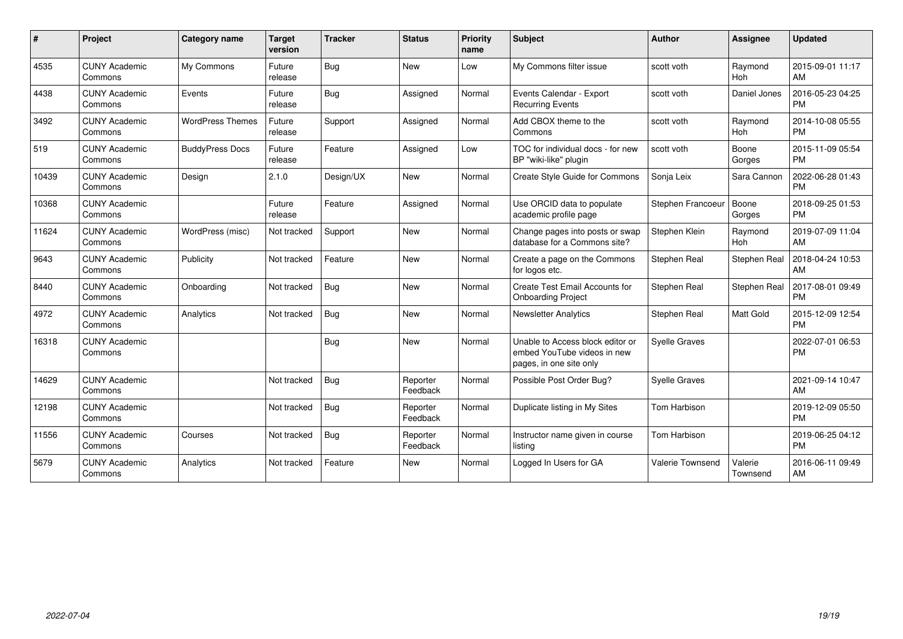| # | Project | Category name | Target version | Tracker | Status | Priority name | Subject | Author | Assignee | Updated |
|---|---|---|---|---|---|---|---|---|---|---|
| 4535 | CUNY Academic Commons | My Commons | Future release | Bug | New | Low | My Commons filter issue | scott voth | Raymond Hoh | 2015-09-01 11:17 AM |
| 4438 | CUNY Academic Commons | Events | Future release | Bug | Assigned | Normal | Events Calendar - Export Recurring Events | scott voth | Daniel Jones | 2016-05-23 04:25 PM |
| 3492 | CUNY Academic Commons | WordPress Themes | Future release | Support | Assigned | Normal | Add CBOX theme to the Commons | scott voth | Raymond Hoh | 2014-10-08 05:55 PM |
| 519 | CUNY Academic Commons | BuddyPress Docs | Future release | Feature | Assigned | Low | TOC for individual docs - for new BP "wiki-like" plugin | scott voth | Boone Gorges | 2015-11-09 05:54 PM |
| 10439 | CUNY Academic Commons | Design | 2.1.0 | Design/UX | New | Normal | Create Style Guide for Commons | Sonja Leix | Sara Cannon | 2022-06-28 01:43 PM |
| 10368 | CUNY Academic Commons | | Future release | Feature | Assigned | Normal | Use ORCID data to populate academic profile page | Stephen Francoeur | Boone Gorges | 2018-09-25 01:53 PM |
| 11624 | CUNY Academic Commons | WordPress (misc) | Not tracked | Support | New | Normal | Change pages into posts or swap database for a Commons site? | Stephen Klein | Raymond Hoh | 2019-07-09 11:04 AM |
| 9643 | CUNY Academic Commons | Publicity | Not tracked | Feature | New | Normal | Create a page on the Commons for logos etc. | Stephen Real | Stephen Real | 2018-04-24 10:53 AM |
| 8440 | CUNY Academic Commons | Onboarding | Not tracked | Bug | New | Normal | Create Test Email Accounts for Onboarding Project | Stephen Real | Stephen Real | 2017-08-01 09:49 PM |
| 4972 | CUNY Academic Commons | Analytics | Not tracked | Bug | New | Normal | Newsletter Analytics | Stephen Real | Matt Gold | 2015-12-09 12:54 PM |
| 16318 | CUNY Academic Commons | | | Bug | New | Normal | Unable to Access block editor or embed YouTube videos in new pages, in one site only | Syelle Graves | | 2022-07-01 06:53 PM |
| 14629 | CUNY Academic Commons | | Not tracked | Bug | Reporter Feedback | Normal | Possible Post Order Bug? | Syelle Graves | | 2021-09-14 10:47 AM |
| 12198 | CUNY Academic Commons | | Not tracked | Bug | Reporter Feedback | Normal | Duplicate listing in My Sites | Tom Harbison | | 2019-12-09 05:50 PM |
| 11556 | CUNY Academic Commons | Courses | Not tracked | Bug | Reporter Feedback | Normal | Instructor name given in course listing | Tom Harbison | | 2019-06-25 04:12 PM |
| 5679 | CUNY Academic Commons | Analytics | Not tracked | Feature | New | Normal | Logged In Users for GA | Valerie Townsend | Valerie Townsend | 2016-06-11 09:49 AM |